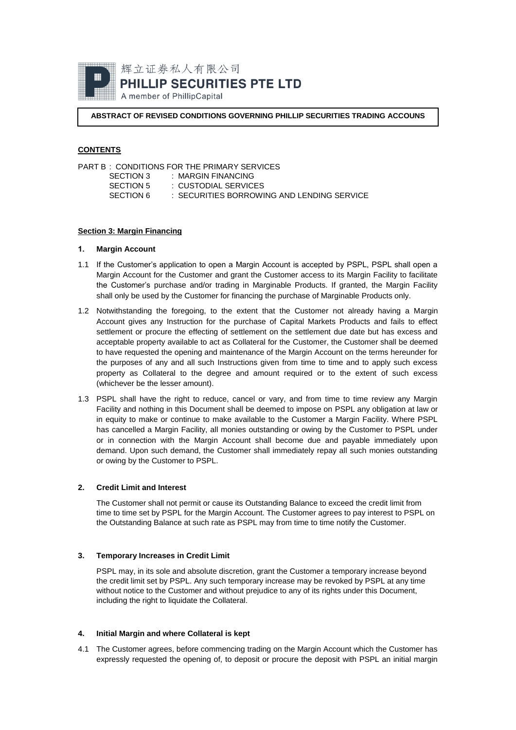辉立证券私人有限公司
**PHILLIP SECURITIES PTE LTD**
A member of PhillipCapital

**ABSTRACT OF REVISED CONDITIONS GOVERNING PHILLIP SECURITIES TRADING ACCOUNS**

**CONTENTS**

PART B : CONDITIONS FOR THE PRIMARY SERVICES
- SECTION 3 : MARGIN FINANCING
- SECTION 5 : CUSTODIAL SERVICES
- SECTION 6 : SECURITIES BORROWING AND LENDING SERVICE

## Section 3: Margin Financing

### 1. Margin Account

1.1 If the Customer's application to open a Margin Account is accepted by PSPL, PSPL shall open a Margin Account for the Customer and grant the Customer access to its Margin Facility to facilitate the Customer's purchase and/or trading in Marginable Products. If granted, the Margin Facility shall only be used by the Customer for financing the purchase of Marginable Products only.

1.2 Notwithstanding the foregoing, to the extent that the Customer not already having a Margin Account gives any Instruction for the purchase of Capital Markets Products and fails to effect settlement or procure the effecting of settlement on the settlement due date but has excess and acceptable property available to act as Collateral for the Customer, the Customer shall be deemed to have requested the opening and maintenance of the Margin Account on the terms hereunder for the purposes of any and all such Instructions given from time to time and to apply such excess property as Collateral to the degree and amount required or to the extent of such excess (whichever be the lesser amount).

1.3 PSPL shall have the right to reduce, cancel or vary, and from time to time review any Margin Facility and nothing in this Document shall be deemed to impose on PSPL any obligation at law or in equity to make or continue to make available to the Customer a Margin Facility. Where PSPL has cancelled a Margin Facility, all monies outstanding or owing by the Customer to PSPL under or in connection with the Margin Account shall become due and payable immediately upon demand. Upon such demand, the Customer shall immediately repay all such monies outstanding or owing by the Customer to PSPL.

### 2. Credit Limit and Interest

The Customer shall not permit or cause its Outstanding Balance to exceed the credit limit from time to time set by PSPL for the Margin Account. The Customer agrees to pay interest to PSPL on the Outstanding Balance at such rate as PSPL may from time to time notify the Customer.

### 3. Temporary Increases in Credit Limit

PSPL may, in its sole and absolute discretion, grant the Customer a temporary increase beyond the credit limit set by PSPL. Any such temporary increase may be revoked by PSPL at any time without notice to the Customer and without prejudice to any of its rights under this Document, including the right to liquidate the Collateral.

### 4. Initial Margin and where Collateral is kept

4.1 The Customer agrees, before commencing trading on the Margin Account which the Customer has expressly requested the opening of, to deposit or procure the deposit with PSPL an initial margin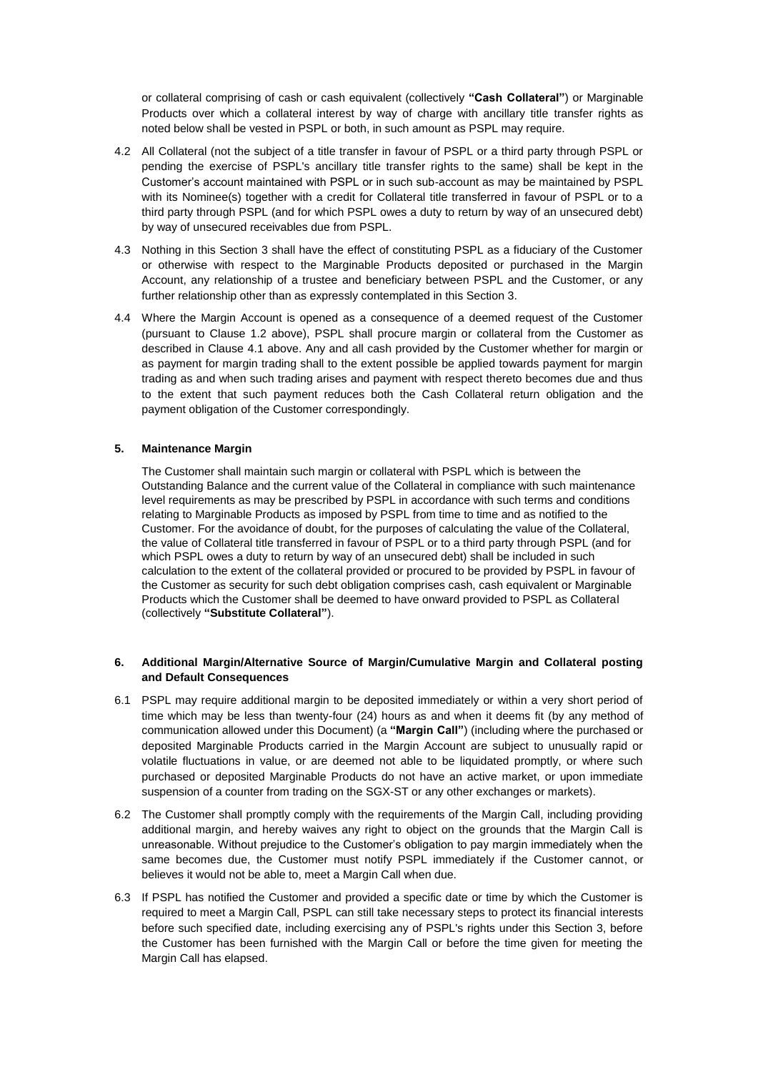or collateral comprising of cash or cash equivalent (collectively **"Cash Collateral"**) or Marginable Products over which a collateral interest by way of charge with ancillary title transfer rights as noted below shall be vested in PSPL or both, in such amount as PSPL may require.

4.2 All Collateral (not the subject of a title transfer in favour of PSPL or a third party through PSPL or pending the exercise of PSPL's ancillary title transfer rights to the same) shall be kept in the Customer's account maintained with PSPL or in such sub-account as may be maintained by PSPL with its Nominee(s) together with a credit for Collateral title transferred in favour of PSPL or to a third party through PSPL (and for which PSPL owes a duty to return by way of an unsecured debt) by way of unsecured receivables due from PSPL.

4.3 Nothing in this Section 3 shall have the effect of constituting PSPL as a fiduciary of the Customer or otherwise with respect to the Marginable Products deposited or purchased in the Margin Account, any relationship of a trustee and beneficiary between PSPL and the Customer, or any further relationship other than as expressly contemplated in this Section 3.

4.4 Where the Margin Account is opened as a consequence of a deemed request of the Customer (pursuant to Clause 1.2 above), PSPL shall procure margin or collateral from the Customer as described in Clause 4.1 above. Any and all cash provided by the Customer whether for margin or as payment for margin trading shall to the extent possible be applied towards payment for margin trading as and when such trading arises and payment with respect thereto becomes due and thus to the extent that such payment reduces both the Cash Collateral return obligation and the payment obligation of the Customer correspondingly.

**5. Maintenance Margin**

The Customer shall maintain such margin or collateral with PSPL which is between the Outstanding Balance and the current value of the Collateral in compliance with such maintenance level requirements as may be prescribed by PSPL in accordance with such terms and conditions relating to Marginable Products as imposed by PSPL from time to time and as notified to the Customer. For the avoidance of doubt, for the purposes of calculating the value of the Collateral, the value of Collateral title transferred in favour of PSPL or to a third party through PSPL (and for which PSPL owes a duty to return by way of an unsecured debt) shall be included in such calculation to the extent of the collateral provided or procured to be provided by PSPL in favour of the Customer as security for such debt obligation comprises cash, cash equivalent or Marginable Products which the Customer shall be deemed to have onward provided to PSPL as Collateral (collectively **"Substitute Collateral"**).

**6. Additional Margin/Alternative Source of Margin/Cumulative Margin and Collateral posting and Default Consequences**

6.1 PSPL may require additional margin to be deposited immediately or within a very short period of time which may be less than twenty-four (24) hours as and when it deems fit (by any method of communication allowed under this Document) (a **"Margin Call"**) (including where the purchased or deposited Marginable Products carried in the Margin Account are subject to unusually rapid or volatile fluctuations in value, or are deemed not able to be liquidated promptly, or where such purchased or deposited Marginable Products do not have an active market, or upon immediate suspension of a counter from trading on the SGX-ST or any other exchanges or markets).

6.2 The Customer shall promptly comply with the requirements of the Margin Call, including providing additional margin, and hereby waives any right to object on the grounds that the Margin Call is unreasonable. Without prejudice to the Customer's obligation to pay margin immediately when the same becomes due, the Customer must notify PSPL immediately if the Customer cannot, or believes it would not be able to, meet a Margin Call when due.

6.3 If PSPL has notified the Customer and provided a specific date or time by which the Customer is required to meet a Margin Call, PSPL can still take necessary steps to protect its financial interests before such specified date, including exercising any of PSPL's rights under this Section 3, before the Customer has been furnished with the Margin Call or before the time given for meeting the Margin Call has elapsed.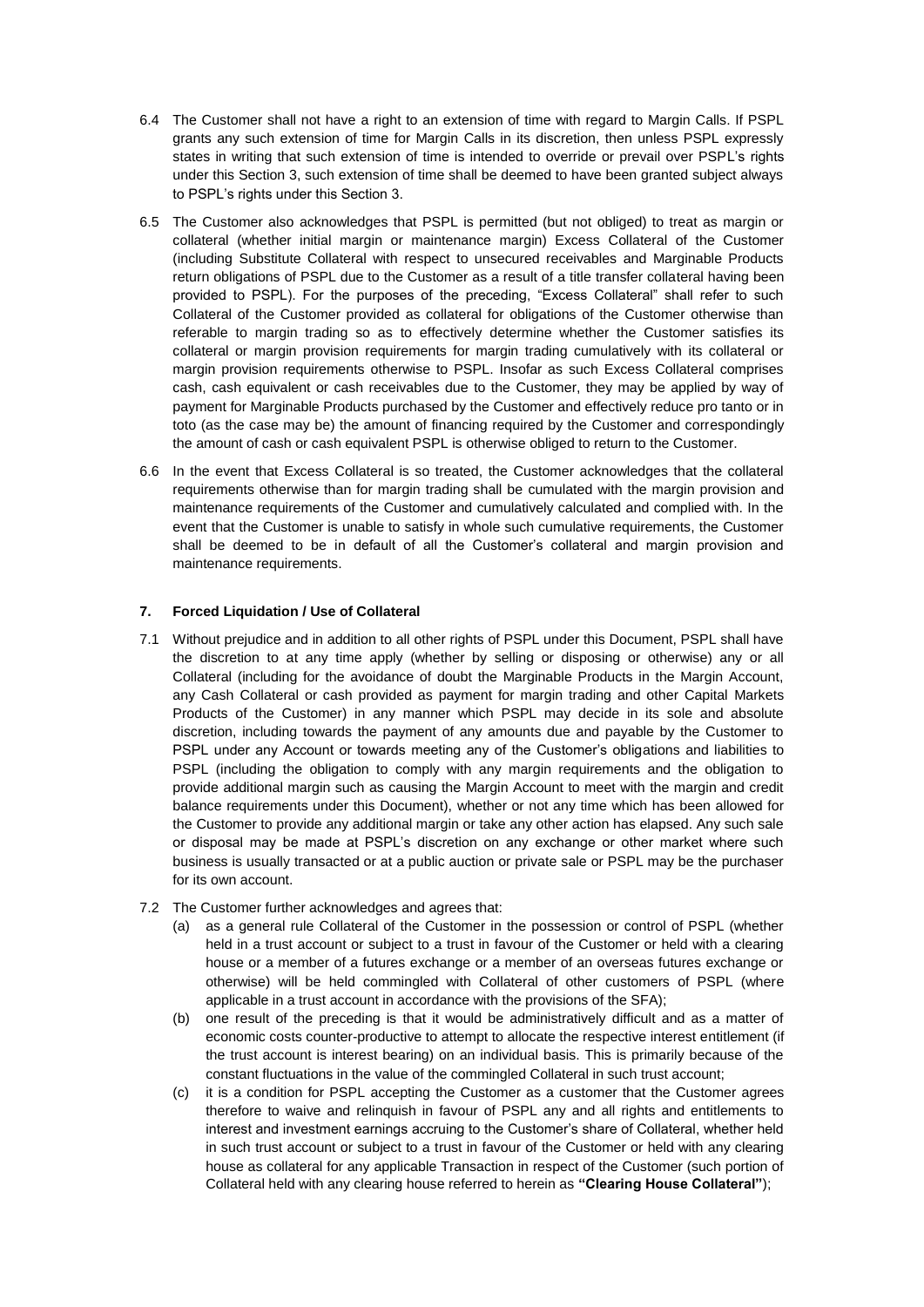6.4 The Customer shall not have a right to an extension of time with regard to Margin Calls. If PSPL grants any such extension of time for Margin Calls in its discretion, then unless PSPL expressly states in writing that such extension of time is intended to override or prevail over PSPL's rights under this Section 3, such extension of time shall be deemed to have been granted subject always to PSPL's rights under this Section 3.

6.5 The Customer also acknowledges that PSPL is permitted (but not obliged) to treat as margin or collateral (whether initial margin or maintenance margin) Excess Collateral of the Customer (including Substitute Collateral with respect to unsecured receivables and Marginable Products return obligations of PSPL due to the Customer as a result of a title transfer collateral having been provided to PSPL). For the purposes of the preceding, "Excess Collateral" shall refer to such Collateral of the Customer provided as collateral for obligations of the Customer otherwise than referable to margin trading so as to effectively determine whether the Customer satisfies its collateral or margin provision requirements for margin trading cumulatively with its collateral or margin provision requirements otherwise to PSPL. Insofar as such Excess Collateral comprises cash, cash equivalent or cash receivables due to the Customer, they may be applied by way of payment for Marginable Products purchased by the Customer and effectively reduce pro tanto or in toto (as the case may be) the amount of financing required by the Customer and correspondingly the amount of cash or cash equivalent PSPL is otherwise obliged to return to the Customer.

6.6 In the event that Excess Collateral is so treated, the Customer acknowledges that the collateral requirements otherwise than for margin trading shall be cumulated with the margin provision and maintenance requirements of the Customer and cumulatively calculated and complied with. In the event that the Customer is unable to satisfy in whole such cumulative requirements, the Customer shall be deemed to be in default of all the Customer's collateral and margin provision and maintenance requirements.

## 7. Forced Liquidation / Use of Collateral

7.1 Without prejudice and in addition to all other rights of PSPL under this Document, PSPL shall have the discretion to at any time apply (whether by selling or disposing or otherwise) any or all Collateral (including for the avoidance of doubt the Marginable Products in the Margin Account, any Cash Collateral or cash provided as payment for margin trading and other Capital Markets Products of the Customer) in any manner which PSPL may decide in its sole and absolute discretion, including towards the payment of any amounts due and payable by the Customer to PSPL under any Account or towards meeting any of the Customer's obligations and liabilities to PSPL (including the obligation to comply with any margin requirements and the obligation to provide additional margin such as causing the Margin Account to meet with the margin and credit balance requirements under this Document), whether or not any time which has been allowed for the Customer to provide any additional margin or take any other action has elapsed. Any such sale or disposal may be made at PSPL's discretion on any exchange or other market where such business is usually transacted or at a public auction or private sale or PSPL may be the purchaser for its own account.

7.2 The Customer further acknowledges and agrees that:

(a) as a general rule Collateral of the Customer in the possession or control of PSPL (whether held in a trust account or subject to a trust in favour of the Customer or held with a clearing house or a member of a futures exchange or a member of an overseas futures exchange or otherwise) will be held commingled with Collateral of other customers of PSPL (where applicable in a trust account in accordance with the provisions of the SFA);

(b) one result of the preceding is that it would be administratively difficult and as a matter of economic costs counter-productive to attempt to allocate the respective interest entitlement (if the trust account is interest bearing) on an individual basis. This is primarily because of the constant fluctuations in the value of the commingled Collateral in such trust account;

(c) it is a condition for PSPL accepting the Customer as a customer that the Customer agrees therefore to waive and relinquish in favour of PSPL any and all rights and entitlements to interest and investment earnings accruing to the Customer's share of Collateral, whether held in such trust account or subject to a trust in favour of the Customer or held with any clearing house as collateral for any applicable Transaction in respect of the Customer (such portion of Collateral held with any clearing house referred to herein as **"Clearing House Collateral"**);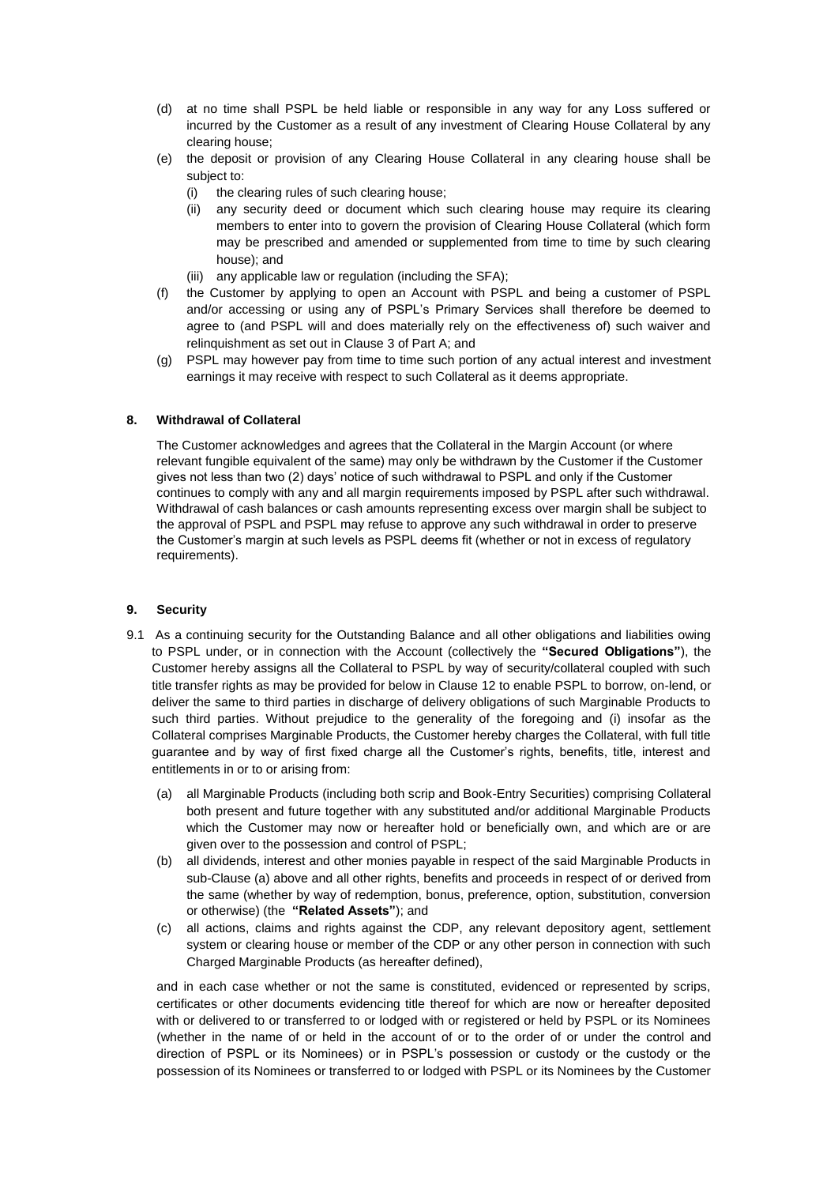(d) at no time shall PSPL be held liable or responsible in any way for any Loss suffered or incurred by the Customer as a result of any investment of Clearing House Collateral by any clearing house;

(e) the deposit or provision of any Clearing House Collateral in any clearing house shall be subject to:

   (i) the clearing rules of such clearing house;

   (ii) any security deed or document which such clearing house may require its clearing members to enter into to govern the provision of Clearing House Collateral (which form may be prescribed and amended or supplemented from time to time by such clearing house); and

   (iii) any applicable law or regulation (including the SFA);

(f) the Customer by applying to open an Account with PSPL and being a customer of PSPL and/or accessing or using any of PSPL's Primary Services shall therefore be deemed to agree to (and PSPL will and does materially rely on the effectiveness of) such waiver and relinquishment as set out in Clause 3 of Part A; and

(g) PSPL may however pay from time to time such portion of any actual interest and investment earnings it may receive with respect to such Collateral as it deems appropriate.

## 8. Withdrawal of Collateral

The Customer acknowledges and agrees that the Collateral in the Margin Account (or where relevant fungible equivalent of the same) may only be withdrawn by the Customer if the Customer gives not less than two (2) days' notice of such withdrawal to PSPL and only if the Customer continues to comply with any and all margin requirements imposed by PSPL after such withdrawal. Withdrawal of cash balances or cash amounts representing excess over margin shall be subject to the approval of PSPL and PSPL may refuse to approve any such withdrawal in order to preserve the Customer's margin at such levels as PSPL deems fit (whether or not in excess of regulatory requirements).

## 9. Security

9.1 As a continuing security for the Outstanding Balance and all other obligations and liabilities owing to PSPL under, or in connection with the Account (collectively the **"Secured Obligations"**), the Customer hereby assigns all the Collateral to PSPL by way of security/collateral coupled with such title transfer rights as may be provided for below in Clause 12 to enable PSPL to borrow, on-lend, or deliver the same to third parties in discharge of delivery obligations of such Marginable Products to such third parties. Without prejudice to the generality of the foregoing and (i) insofar as the Collateral comprises Marginable Products, the Customer hereby charges the Collateral, with full title guarantee and by way of first fixed charge all the Customer's rights, benefits, title, interest and entitlements in or to or arising from:

(a) all Marginable Products (including both scrip and Book-Entry Securities) comprising Collateral both present and future together with any substituted and/or additional Marginable Products which the Customer may now or hereafter hold or beneficially own, and which are or are given over to the possession and control of PSPL;

(b) all dividends, interest and other monies payable in respect of the said Marginable Products in sub-Clause (a) above and all other rights, benefits and proceeds in respect of or derived from the same (whether by way of redemption, bonus, preference, option, substitution, conversion or otherwise) (the **"Related Assets"**); and

(c) all actions, claims and rights against the CDP, any relevant depository agent, settlement system or clearing house or member of the CDP or any other person in connection with such Charged Marginable Products (as hereafter defined),

and in each case whether or not the same is constituted, evidenced or represented by scrips, certificates or other documents evidencing title thereof for which are now or hereafter deposited with or delivered to or transferred to or lodged with or registered or held by PSPL or its Nominees (whether in the name of or held in the account of or to the order of or under the control and direction of PSPL or its Nominees) or in PSPL's possession or custody or the custody or the possession of its Nominees or transferred to or lodged with PSPL or its Nominees by the Customer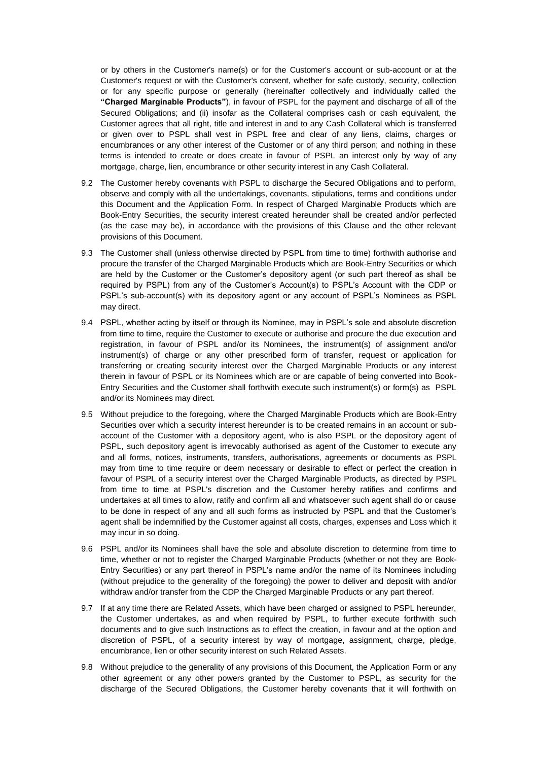or by others in the Customer's name(s) or for the Customer's account or sub-account or at the Customer's request or with the Customer's consent, whether for safe custody, security, collection or for any specific purpose or generally (hereinafter collectively and individually called the **"Charged Marginable Products"**), in favour of PSPL for the payment and discharge of all of the Secured Obligations; and (ii) insofar as the Collateral comprises cash or cash equivalent, the Customer agrees that all right, title and interest in and to any Cash Collateral which is transferred or given over to PSPL shall vest in PSPL free and clear of any liens, claims, charges or encumbrances or any other interest of the Customer or of any third person; and nothing in these terms is intended to create or does create in favour of PSPL an interest only by way of any mortgage, charge, lien, encumbrance or other security interest in any Cash Collateral.

9.2 The Customer hereby covenants with PSPL to discharge the Secured Obligations and to perform, observe and comply with all the undertakings, covenants, stipulations, terms and conditions under this Document and the Application Form. In respect of Charged Marginable Products which are Book-Entry Securities, the security interest created hereunder shall be created and/or perfected (as the case may be), in accordance with the provisions of this Clause and the other relevant provisions of this Document.

9.3 The Customer shall (unless otherwise directed by PSPL from time to time) forthwith authorise and procure the transfer of the Charged Marginable Products which are Book-Entry Securities or which are held by the Customer or the Customer's depository agent (or such part thereof as shall be required by PSPL) from any of the Customer's Account(s) to PSPL's Account with the CDP or PSPL's sub-account(s) with its depository agent or any account of PSPL's Nominees as PSPL may direct.

9.4 PSPL, whether acting by itself or through its Nominee, may in PSPL's sole and absolute discretion from time to time, require the Customer to execute or authorise and procure the due execution and registration, in favour of PSPL and/or its Nominees, the instrument(s) of assignment and/or instrument(s) of charge or any other prescribed form of transfer, request or application for transferring or creating security interest over the Charged Marginable Products or any interest therein in favour of PSPL or its Nominees which are or are capable of being converted into Book-Entry Securities and the Customer shall forthwith execute such instrument(s) or form(s) as PSPL and/or its Nominees may direct.

9.5 Without prejudice to the foregoing, where the Charged Marginable Products which are Book-Entry Securities over which a security interest hereunder is to be created remains in an account or sub-account of the Customer with a depository agent, who is also PSPL or the depository agent of PSPL, such depository agent is irrevocably authorised as agent of the Customer to execute any and all forms, notices, instruments, transfers, authorisations, agreements or documents as PSPL may from time to time require or deem necessary or desirable to effect or perfect the creation in favour of PSPL of a security interest over the Charged Marginable Products, as directed by PSPL from time to time at PSPL's discretion and the Customer hereby ratifies and confirms and undertakes at all times to allow, ratify and confirm all and whatsoever such agent shall do or cause to be done in respect of any and all such forms as instructed by PSPL and that the Customer's agent shall be indemnified by the Customer against all costs, charges, expenses and Loss which it may incur in so doing.

9.6 PSPL and/or its Nominees shall have the sole and absolute discretion to determine from time to time, whether or not to register the Charged Marginable Products (whether or not they are Book-Entry Securities) or any part thereof in PSPL's name and/or the name of its Nominees including (without prejudice to the generality of the foregoing) the power to deliver and deposit with and/or withdraw and/or transfer from the CDP the Charged Marginable Products or any part thereof.

9.7 If at any time there are Related Assets, which have been charged or assigned to PSPL hereunder, the Customer undertakes, as and when required by PSPL, to further execute forthwith such documents and to give such Instructions as to effect the creation, in favour and at the option and discretion of PSPL, of a security interest by way of mortgage, assignment, charge, pledge, encumbrance, lien or other security interest on such Related Assets.

9.8 Without prejudice to the generality of any provisions of this Document, the Application Form or any other agreement or any other powers granted by the Customer to PSPL, as security for the discharge of the Secured Obligations, the Customer hereby covenants that it will forthwith on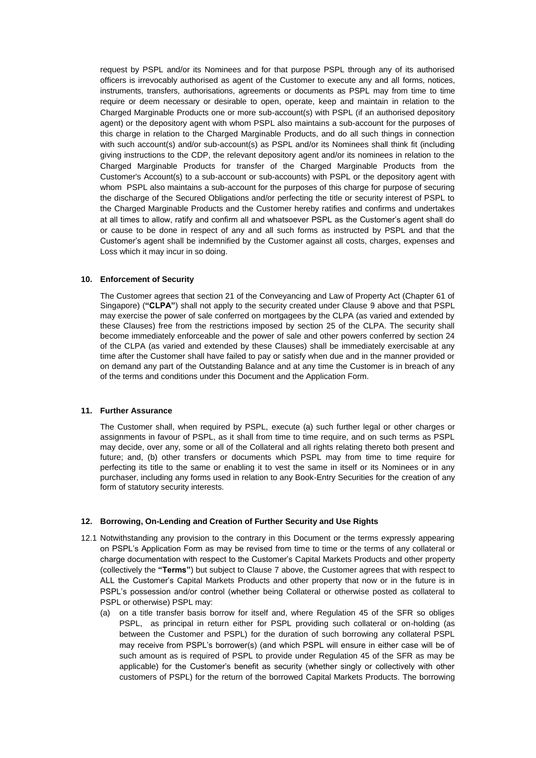request by PSPL and/or its Nominees and for that purpose PSPL through any of its authorised officers is irrevocably authorised as agent of the Customer to execute any and all forms, notices, instruments, transfers, authorisations, agreements or documents as PSPL may from time to time require or deem necessary or desirable to open, operate, keep and maintain in relation to the Charged Marginable Products one or more sub-account(s) with PSPL (if an authorised depository agent) or the depository agent with whom PSPL also maintains a sub-account for the purposes of this charge in relation to the Charged Marginable Products, and do all such things in connection with such account(s) and/or sub-account(s) as PSPL and/or its Nominees shall think fit (including giving instructions to the CDP, the relevant depository agent and/or its nominees in relation to the Charged Marginable Products for transfer of the Charged Marginable Products from the Customer's Account(s) to a sub-account or sub-accounts) with PSPL or the depository agent with whom PSPL also maintains a sub-account for the purposes of this charge for purpose of securing the discharge of the Secured Obligations and/or perfecting the title or security interest of PSPL to the Charged Marginable Products and the Customer hereby ratifies and confirms and undertakes at all times to allow, ratify and confirm all and whatsoever PSPL as the Customer's agent shall do or cause to be done in respect of any and all such forms as instructed by PSPL and that the Customer's agent shall be indemnified by the Customer against all costs, charges, expenses and Loss which it may incur in so doing.

**10. Enforcement of Security**

The Customer agrees that section 21 of the Conveyancing and Law of Property Act (Chapter 61 of Singapore) (**"CLPA"**) shall not apply to the security created under Clause 9 above and that PSPL may exercise the power of sale conferred on mortgagees by the CLPA (as varied and extended by these Clauses) free from the restrictions imposed by section 25 of the CLPA. The security shall become immediately enforceable and the power of sale and other powers conferred by section 24 of the CLPA (as varied and extended by these Clauses) shall be immediately exercisable at any time after the Customer shall have failed to pay or satisfy when due and in the manner provided or on demand any part of the Outstanding Balance and at any time the Customer is in breach of any of the terms and conditions under this Document and the Application Form.

**11. Further Assurance**

The Customer shall, when required by PSPL, execute (a) such further legal or other charges or assignments in favour of PSPL, as it shall from time to time require, and on such terms as PSPL may decide, over any, some or all of the Collateral and all rights relating thereto both present and future; and, (b) other transfers or documents which PSPL may from time to time require for perfecting its title to the same or enabling it to vest the same in itself or its Nominees or in any purchaser, including any forms used in relation to any Book-Entry Securities for the creation of any form of statutory security interests.

**12. Borrowing, On-Lending and Creation of Further Security and Use Rights**

12.1 Notwithstanding any provision to the contrary in this Document or the terms expressly appearing on PSPL's Application Form as may be revised from time to time or the terms of any collateral or charge documentation with respect to the Customer's Capital Markets Products and other property (collectively the **"Terms"**) but subject to Clause 7 above, the Customer agrees that with respect to ALL the Customer's Capital Markets Products and other property that now or in the future is in PSPL's possession and/or control (whether being Collateral or otherwise posted as collateral to PSPL or otherwise) PSPL may:

(a) on a title transfer basis borrow for itself and, where Regulation 45 of the SFR so obliges PSPL, as principal in return either for PSPL providing such collateral or on-holding (as between the Customer and PSPL) for the duration of such borrowing any collateral PSPL may receive from PSPL's borrower(s) (and which PSPL will ensure in either case will be of such amount as is required of PSPL to provide under Regulation 45 of the SFR as may be applicable) for the Customer's benefit as security (whether singly or collectively with other customers of PSPL) for the return of the borrowed Capital Markets Products. The borrowing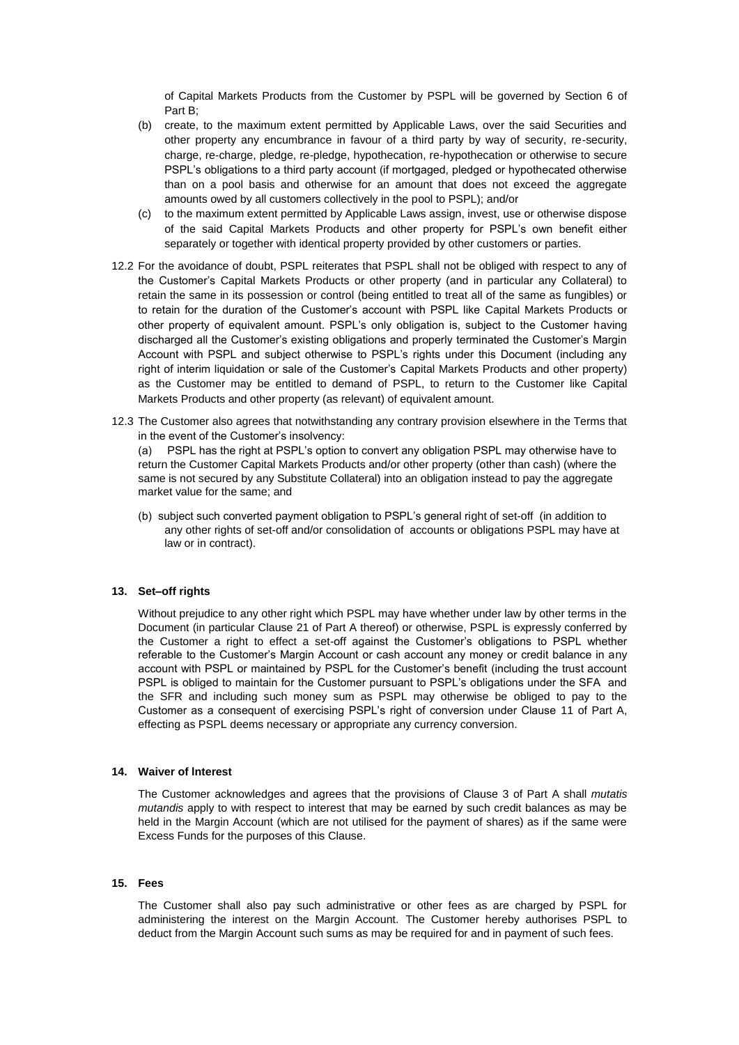of Capital Markets Products from the Customer by PSPL will be governed by Section 6 of Part B;

(b) create, to the maximum extent permitted by Applicable Laws, over the said Securities and other property any encumbrance in favour of a third party by way of security, re-security, charge, re-charge, pledge, re-pledge, hypothecation, re-hypothecation or otherwise to secure PSPL's obligations to a third party account (if mortgaged, pledged or hypothecated otherwise than on a pool basis and otherwise for an amount that does not exceed the aggregate amounts owed by all customers collectively in the pool to PSPL); and/or

(c) to the maximum extent permitted by Applicable Laws assign, invest, use or otherwise dispose of the said Capital Markets Products and other property for PSPL's own benefit either separately or together with identical property provided by other customers or parties.

12.2 For the avoidance of doubt, PSPL reiterates that PSPL shall not be obliged with respect to any of the Customer's Capital Markets Products or other property (and in particular any Collateral) to retain the same in its possession or control (being entitled to treat all of the same as fungibles) or to retain for the duration of the Customer's account with PSPL like Capital Markets Products or other property of equivalent amount. PSPL's only obligation is, subject to the Customer having discharged all the Customer's existing obligations and properly terminated the Customer's Margin Account with PSPL and subject otherwise to PSPL's rights under this Document (including any right of interim liquidation or sale of the Customer's Capital Markets Products and other property) as the Customer may be entitled to demand of PSPL, to return to the Customer like Capital Markets Products and other property (as relevant) of equivalent amount.

12.3 The Customer also agrees that notwithstanding any contrary provision elsewhere in the Terms that in the event of the Customer's insolvency:

(a) PSPL has the right at PSPL's option to convert any obligation PSPL may otherwise have to return the Customer Capital Markets Products and/or other property (other than cash) (where the same is not secured by any Substitute Collateral) into an obligation instead to pay the aggregate market value for the same; and

(b) subject such converted payment obligation to PSPL's general right of set-off (in addition to any other rights of set-off and/or consolidation of accounts or obligations PSPL may have at law or in contract).

## 13. Set–off rights

Without prejudice to any other right which PSPL may have whether under law by other terms in the Document (in particular Clause 21 of Part A thereof) or otherwise, PSPL is expressly conferred by the Customer a right to effect a set-off against the Customer's obligations to PSPL whether referable to the Customer's Margin Account or cash account any money or credit balance in any account with PSPL or maintained by PSPL for the Customer's benefit (including the trust account PSPL is obliged to maintain for the Customer pursuant to PSPL's obligations under the SFA and the SFR and including such money sum as PSPL may otherwise be obliged to pay to the Customer as a consequent of exercising PSPL's right of conversion under Clause 11 of Part A, effecting as PSPL deems necessary or appropriate any currency conversion.

## 14. Waiver of Interest

The Customer acknowledges and agrees that the provisions of Clause 3 of Part A shall *mutatis mutandis* apply to with respect to interest that may be earned by such credit balances as may be held in the Margin Account (which are not utilised for the payment of shares) as if the same were Excess Funds for the purposes of this Clause.

## 15. Fees

The Customer shall also pay such administrative or other fees as are charged by PSPL for administering the interest on the Margin Account. The Customer hereby authorises PSPL to deduct from the Margin Account such sums as may be required for and in payment of such fees.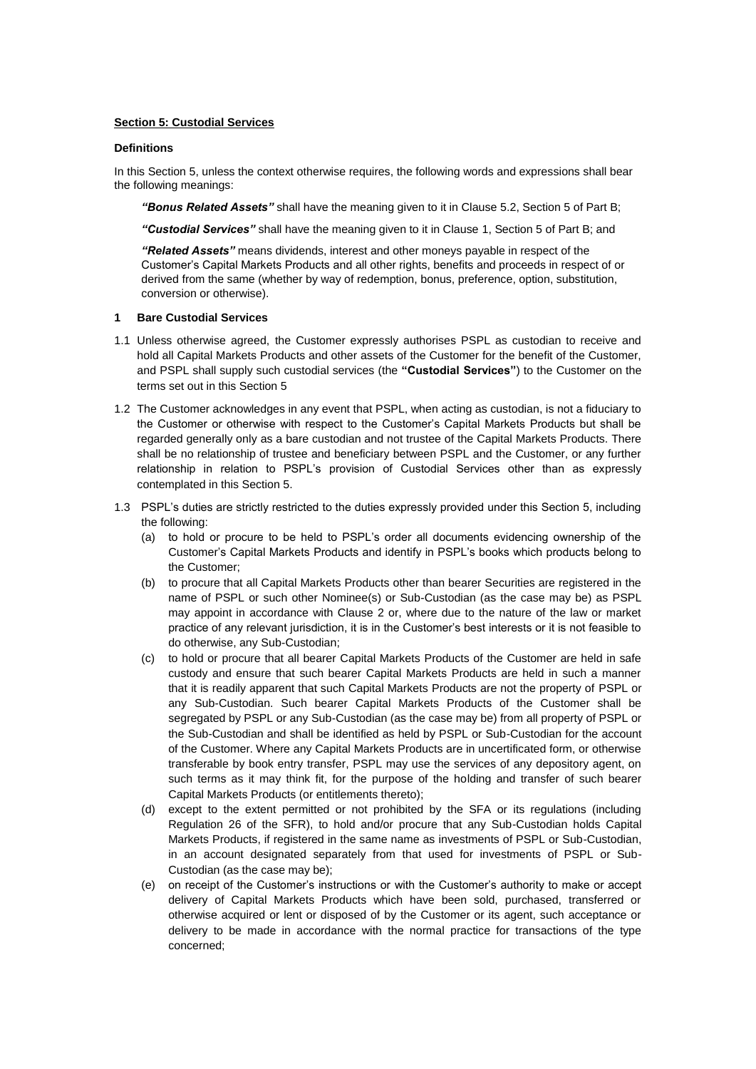**Section 5: Custodial Services**

**Definitions**

In this Section 5, unless the context otherwise requires, the following words and expressions shall bear the following meanings:

> ***"Bonus Related Assets"*** shall have the meaning given to it in Clause 5.2, Section 5 of Part B;
>
> ***"Custodial Services"*** shall have the meaning given to it in Clause 1, Section 5 of Part B; and
>
> ***"Related Assets"*** means dividends, interest and other moneys payable in respect of the Customer's Capital Markets Products and all other rights, benefits and proceeds in respect of or derived from the same (whether by way of redemption, bonus, preference, option, substitution, conversion or otherwise).

**1 Bare Custodial Services**

1.1 Unless otherwise agreed, the Customer expressly authorises PSPL as custodian to receive and hold all Capital Markets Products and other assets of the Customer for the benefit of the Customer, and PSPL shall supply such custodial services (the **"Custodial Services"**) to the Customer on the terms set out in this Section 5

1.2 The Customer acknowledges in any event that PSPL, when acting as custodian, is not a fiduciary to the Customer or otherwise with respect to the Customer's Capital Markets Products but shall be regarded generally only as a bare custodian and not trustee of the Capital Markets Products. There shall be no relationship of trustee and beneficiary between PSPL and the Customer, or any further relationship in relation to PSPL's provision of Custodial Services other than as expressly contemplated in this Section 5.

1.3 PSPL's duties are strictly restricted to the duties expressly provided under this Section 5, including the following:

(a) to hold or procure to be held to PSPL's order all documents evidencing ownership of the Customer's Capital Markets Products and identify in PSPL's books which products belong to the Customer;

(b) to procure that all Capital Markets Products other than bearer Securities are registered in the name of PSPL or such other Nominee(s) or Sub-Custodian (as the case may be) as PSPL may appoint in accordance with Clause 2 or, where due to the nature of the law or market practice of any relevant jurisdiction, it is in the Customer's best interests or it is not feasible to do otherwise, any Sub-Custodian;

(c) to hold or procure that all bearer Capital Markets Products of the Customer are held in safe custody and ensure that such bearer Capital Markets Products are held in such a manner that it is readily apparent that such Capital Markets Products are not the property of PSPL or any Sub-Custodian. Such bearer Capital Markets Products of the Customer shall be segregated by PSPL or any Sub-Custodian (as the case may be) from all property of PSPL or the Sub-Custodian and shall be identified as held by PSPL or Sub-Custodian for the account of the Customer. Where any Capital Markets Products are in uncertificated form, or otherwise transferable by book entry transfer, PSPL may use the services of any depository agent, on such terms as it may think fit, for the purpose of the holding and transfer of such bearer Capital Markets Products (or entitlements thereto);

(d) except to the extent permitted or not prohibited by the SFA or its regulations (including Regulation 26 of the SFR), to hold and/or procure that any Sub-Custodian holds Capital Markets Products, if registered in the same name as investments of PSPL or Sub-Custodian, in an account designated separately from that used for investments of PSPL or Sub-Custodian (as the case may be);

(e) on receipt of the Customer's instructions or with the Customer's authority to make or accept delivery of Capital Markets Products which have been sold, purchased, transferred or otherwise acquired or lent or disposed of by the Customer or its agent, such acceptance or delivery to be made in accordance with the normal practice for transactions of the type concerned;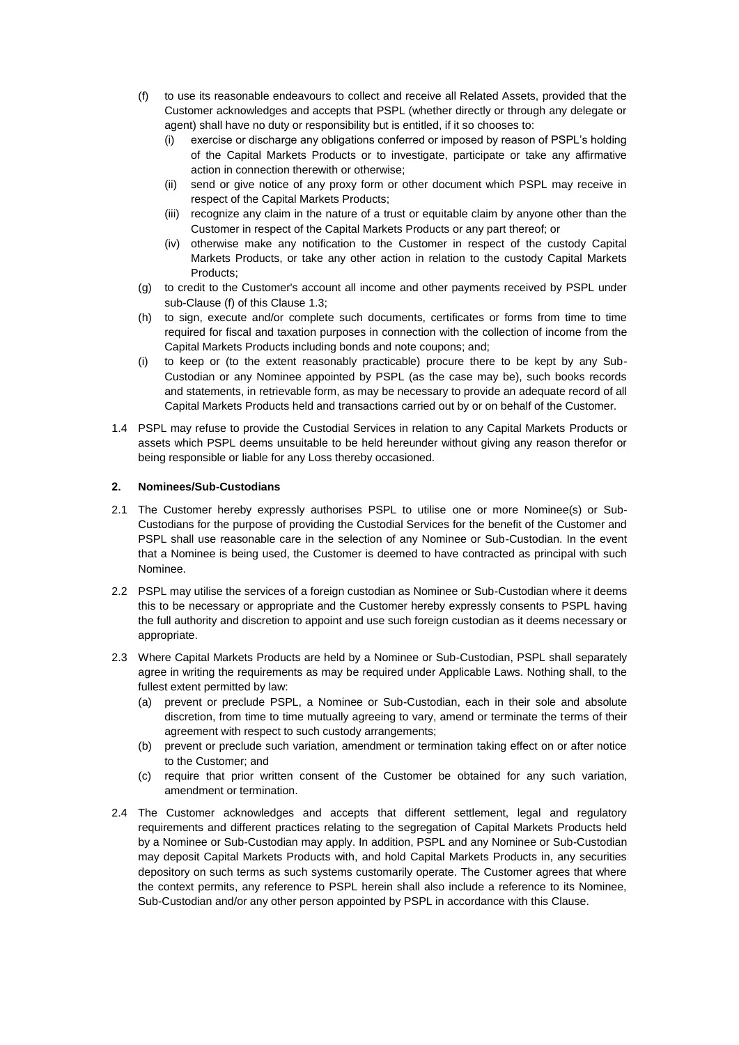(f) to use its reasonable endeavours to collect and receive all Related Assets, provided that the Customer acknowledges and accepts that PSPL (whether directly or through any delegate or agent) shall have no duty or responsibility but is entitled, if it so chooses to:

   (i) exercise or discharge any obligations conferred or imposed by reason of PSPL's holding of the Capital Markets Products or to investigate, participate or take any affirmative action in connection therewith or otherwise;

   (ii) send or give notice of any proxy form or other document which PSPL may receive in respect of the Capital Markets Products;

   (iii) recognize any claim in the nature of a trust or equitable claim by anyone other than the Customer in respect of the Capital Markets Products or any part thereof; or

   (iv) otherwise make any notification to the Customer in respect of the custody Capital Markets Products, or take any other action in relation to the custody Capital Markets Products;

(g) to credit to the Customer's account all income and other payments received by PSPL under sub-Clause (f) of this Clause 1.3;

(h) to sign, execute and/or complete such documents, certificates or forms from time to time required for fiscal and taxation purposes in connection with the collection of income from the Capital Markets Products including bonds and note coupons; and;

(i) to keep or (to the extent reasonably practicable) procure there to be kept by any Sub-Custodian or any Nominee appointed by PSPL (as the case may be), such books records and statements, in retrievable form, as may be necessary to provide an adequate record of all Capital Markets Products held and transactions carried out by or on behalf of the Customer.

1.4 PSPL may refuse to provide the Custodial Services in relation to any Capital Markets Products or assets which PSPL deems unsuitable to be held hereunder without giving any reason therefor or being responsible or liable for any Loss thereby occasioned.

**2. Nominees/Sub-Custodians**

2.1 The Customer hereby expressly authorises PSPL to utilise one or more Nominee(s) or Sub-Custodians for the purpose of providing the Custodial Services for the benefit of the Customer and PSPL shall use reasonable care in the selection of any Nominee or Sub-Custodian. In the event that a Nominee is being used, the Customer is deemed to have contracted as principal with such Nominee.

2.2 PSPL may utilise the services of a foreign custodian as Nominee or Sub-Custodian where it deems this to be necessary or appropriate and the Customer hereby expressly consents to PSPL having the full authority and discretion to appoint and use such foreign custodian as it deems necessary or appropriate.

2.3 Where Capital Markets Products are held by a Nominee or Sub-Custodian, PSPL shall separately agree in writing the requirements as may be required under Applicable Laws. Nothing shall, to the fullest extent permitted by law:

(a) prevent or preclude PSPL, a Nominee or Sub-Custodian, each in their sole and absolute discretion, from time to time mutually agreeing to vary, amend or terminate the terms of their agreement with respect to such custody arrangements;

(b) prevent or preclude such variation, amendment or termination taking effect on or after notice to the Customer; and

(c) require that prior written consent of the Customer be obtained for any such variation, amendment or termination.

2.4 The Customer acknowledges and accepts that different settlement, legal and regulatory requirements and different practices relating to the segregation of Capital Markets Products held by a Nominee or Sub-Custodian may apply. In addition, PSPL and any Nominee or Sub-Custodian may deposit Capital Markets Products with, and hold Capital Markets Products in, any securities depository on such terms as such systems customarily operate. The Customer agrees that where the context permits, any reference to PSPL herein shall also include a reference to its Nominee, Sub-Custodian and/or any other person appointed by PSPL in accordance with this Clause.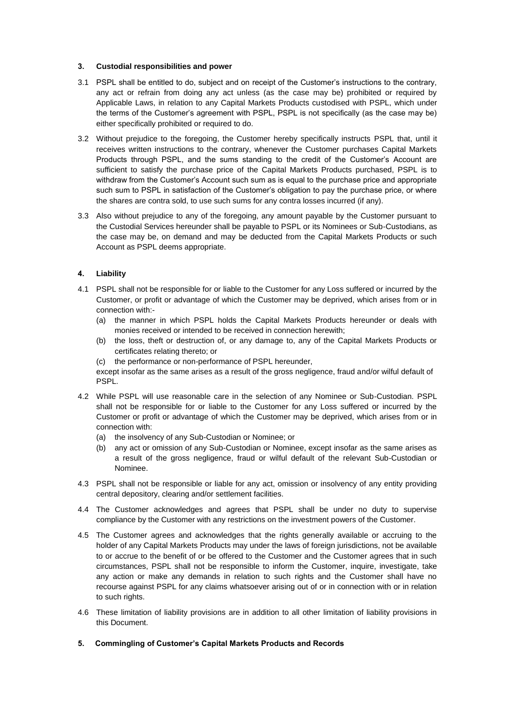### 3. Custodial responsibilities and power

3.1 PSPL shall be entitled to do, subject and on receipt of the Customer's instructions to the contrary, any act or refrain from doing any act unless (as the case may be) prohibited or required by Applicable Laws, in relation to any Capital Markets Products custodised with PSPL, which under the terms of the Customer's agreement with PSPL, PSPL is not specifically (as the case may be) either specifically prohibited or required to do.

3.2 Without prejudice to the foregoing, the Customer hereby specifically instructs PSPL that, until it receives written instructions to the contrary, whenever the Customer purchases Capital Markets Products through PSPL, and the sums standing to the credit of the Customer's Account are sufficient to satisfy the purchase price of the Capital Markets Products purchased, PSPL is to withdraw from the Customer's Account such sum as is equal to the purchase price and appropriate such sum to PSPL in satisfaction of the Customer's obligation to pay the purchase price, or where the shares are contra sold, to use such sums for any contra losses incurred (if any).

3.3 Also without prejudice to any of the foregoing, any amount payable by the Customer pursuant to the Custodial Services hereunder shall be payable to PSPL or its Nominees or Sub-Custodians, as the case may be, on demand and may be deducted from the Capital Markets Products or such Account as PSPL deems appropriate.

### 4. Liability

4.1 PSPL shall not be responsible for or liable to the Customer for any Loss suffered or incurred by the Customer, or profit or advantage of which the Customer may be deprived, which arises from or in connection with:-

(a) the manner in which PSPL holds the Capital Markets Products hereunder or deals with monies received or intended to be received in connection herewith;

(b) the loss, theft or destruction of, or any damage to, any of the Capital Markets Products or certificates relating thereto; or

(c) the performance or non-performance of PSPL hereunder,

except insofar as the same arises as a result of the gross negligence, fraud and/or wilful default of PSPL.

4.2 While PSPL will use reasonable care in the selection of any Nominee or Sub-Custodian. PSPL shall not be responsible for or liable to the Customer for any Loss suffered or incurred by the Customer or profit or advantage of which the Customer may be deprived, which arises from or in connection with:

(a) the insolvency of any Sub-Custodian or Nominee; or

(b) any act or omission of any Sub-Custodian or Nominee, except insofar as the same arises as a result of the gross negligence, fraud or wilful default of the relevant Sub-Custodian or Nominee.

4.3 PSPL shall not be responsible or liable for any act, omission or insolvency of any entity providing central depository, clearing and/or settlement facilities.

4.4 The Customer acknowledges and agrees that PSPL shall be under no duty to supervise compliance by the Customer with any restrictions on the investment powers of the Customer.

4.5 The Customer agrees and acknowledges that the rights generally available or accruing to the holder of any Capital Markets Products may under the laws of foreign jurisdictions, not be available to or accrue to the benefit of or be offered to the Customer and the Customer agrees that in such circumstances, PSPL shall not be responsible to inform the Customer, inquire, investigate, take any action or make any demands in relation to such rights and the Customer shall have no recourse against PSPL for any claims whatsoever arising out of or in connection with or in relation to such rights.

4.6 These limitation of liability provisions are in addition to all other limitation of liability provisions in this Document.

### 5. Commingling of Customer's Capital Markets Products and Records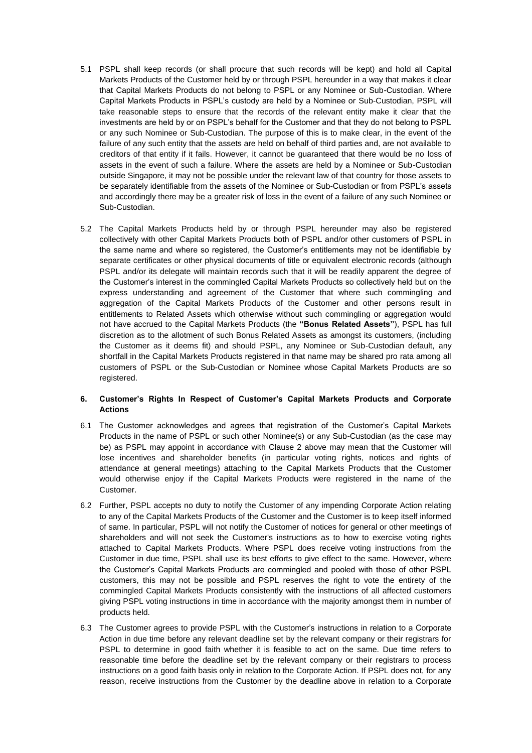5.1 PSPL shall keep records (or shall procure that such records will be kept) and hold all Capital Markets Products of the Customer held by or through PSPL hereunder in a way that makes it clear that Capital Markets Products do not belong to PSPL or any Nominee or Sub-Custodian. Where Capital Markets Products in PSPL's custody are held by a Nominee or Sub-Custodian, PSPL will take reasonable steps to ensure that the records of the relevant entity make it clear that the investments are held by or on PSPL's behalf for the Customer and that they do not belong to PSPL or any such Nominee or Sub-Custodian. The purpose of this is to make clear, in the event of the failure of any such entity that the assets are held on behalf of third parties and, are not available to creditors of that entity if it fails. However, it cannot be guaranteed that there would be no loss of assets in the event of such a failure. Where the assets are held by a Nominee or Sub-Custodian outside Singapore, it may not be possible under the relevant law of that country for those assets to be separately identifiable from the assets of the Nominee or Sub-Custodian or from PSPL's assets and accordingly there may be a greater risk of loss in the event of a failure of any such Nominee or Sub-Custodian.

5.2 The Capital Markets Products held by or through PSPL hereunder may also be registered collectively with other Capital Markets Products both of PSPL and/or other customers of PSPL in the same name and where so registered, the Customer's entitlements may not be identifiable by separate certificates or other physical documents of title or equivalent electronic records (although PSPL and/or its delegate will maintain records such that it will be readily apparent the degree of the Customer's interest in the commingled Capital Markets Products so collectively held but on the express understanding and agreement of the Customer that where such commingling and aggregation of the Capital Markets Products of the Customer and other persons result in entitlements to Related Assets which otherwise without such commingling or aggregation would not have accrued to the Capital Markets Products (the **"Bonus Related Assets"**), PSPL has full discretion as to the allotment of such Bonus Related Assets as amongst its customers, (including the Customer as it deems fit) and should PSPL, any Nominee or Sub-Custodian default, any shortfall in the Capital Markets Products registered in that name may be shared pro rata among all customers of PSPL or the Sub-Custodian or Nominee whose Capital Markets Products are so registered.

**6. Customer's Rights In Respect of Customer's Capital Markets Products and Corporate Actions**

6.1 The Customer acknowledges and agrees that registration of the Customer's Capital Markets Products in the name of PSPL or such other Nominee(s) or any Sub-Custodian (as the case may be) as PSPL may appoint in accordance with Clause 2 above may mean that the Customer will lose incentives and shareholder benefits (in particular voting rights, notices and rights of attendance at general meetings) attaching to the Capital Markets Products that the Customer would otherwise enjoy if the Capital Markets Products were registered in the name of the Customer.

6.2 Further, PSPL accepts no duty to notify the Customer of any impending Corporate Action relating to any of the Capital Markets Products of the Customer and the Customer is to keep itself informed of same. In particular, PSPL will not notify the Customer of notices for general or other meetings of shareholders and will not seek the Customer's instructions as to how to exercise voting rights attached to Capital Markets Products. Where PSPL does receive voting instructions from the Customer in due time, PSPL shall use its best efforts to give effect to the same. However, where the Customer's Capital Markets Products are commingled and pooled with those of other PSPL customers, this may not be possible and PSPL reserves the right to vote the entirety of the commingled Capital Markets Products consistently with the instructions of all affected customers giving PSPL voting instructions in time in accordance with the majority amongst them in number of products held.

6.3 The Customer agrees to provide PSPL with the Customer's instructions in relation to a Corporate Action in due time before any relevant deadline set by the relevant company or their registrars for PSPL to determine in good faith whether it is feasible to act on the same. Due time refers to reasonable time before the deadline set by the relevant company or their registrars to process instructions on a good faith basis only in relation to the Corporate Action. If PSPL does not, for any reason, receive instructions from the Customer by the deadline above in relation to a Corporate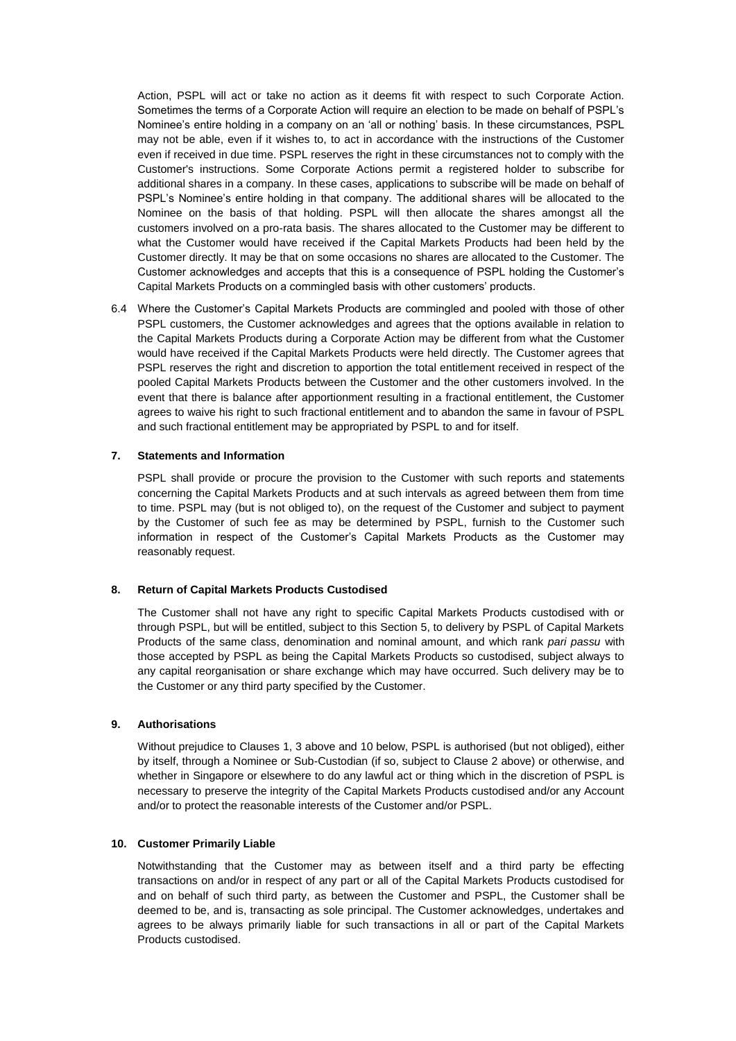Action, PSPL will act or take no action as it deems fit with respect to such Corporate Action. Sometimes the terms of a Corporate Action will require an election to be made on behalf of PSPL's Nominee's entire holding in a company on an 'all or nothing' basis. In these circumstances, PSPL may not be able, even if it wishes to, to act in accordance with the instructions of the Customer even if received in due time. PSPL reserves the right in these circumstances not to comply with the Customer's instructions. Some Corporate Actions permit a registered holder to subscribe for additional shares in a company. In these cases, applications to subscribe will be made on behalf of PSPL's Nominee's entire holding in that company. The additional shares will be allocated to the Nominee on the basis of that holding. PSPL will then allocate the shares amongst all the customers involved on a pro-rata basis. The shares allocated to the Customer may be different to what the Customer would have received if the Capital Markets Products had been held by the Customer directly. It may be that on some occasions no shares are allocated to the Customer. The Customer acknowledges and accepts that this is a consequence of PSPL holding the Customer's Capital Markets Products on a commingled basis with other customers' products.

6.4 Where the Customer's Capital Markets Products are commingled and pooled with those of other PSPL customers, the Customer acknowledges and agrees that the options available in relation to the Capital Markets Products during a Corporate Action may be different from what the Customer would have received if the Capital Markets Products were held directly. The Customer agrees that PSPL reserves the right and discretion to apportion the total entitlement received in respect of the pooled Capital Markets Products between the Customer and the other customers involved. In the event that there is balance after apportionment resulting in a fractional entitlement, the Customer agrees to waive his right to such fractional entitlement and to abandon the same in favour of PSPL and such fractional entitlement may be appropriated by PSPL to and for itself.

**7. Statements and Information**

PSPL shall provide or procure the provision to the Customer with such reports and statements concerning the Capital Markets Products and at such intervals as agreed between them from time to time. PSPL may (but is not obliged to), on the request of the Customer and subject to payment by the Customer of such fee as may be determined by PSPL, furnish to the Customer such information in respect of the Customer's Capital Markets Products as the Customer may reasonably request.

**8. Return of Capital Markets Products Custodised**

The Customer shall not have any right to specific Capital Markets Products custodised with or through PSPL, but will be entitled, subject to this Section 5, to delivery by PSPL of Capital Markets Products of the same class, denomination and nominal amount, and which rank *pari passu* with those accepted by PSPL as being the Capital Markets Products so custodised, subject always to any capital reorganisation or share exchange which may have occurred. Such delivery may be to the Customer or any third party specified by the Customer.

**9. Authorisations**

Without prejudice to Clauses 1, 3 above and 10 below, PSPL is authorised (but not obliged), either by itself, through a Nominee or Sub-Custodian (if so, subject to Clause 2 above) or otherwise, and whether in Singapore or elsewhere to do any lawful act or thing which in the discretion of PSPL is necessary to preserve the integrity of the Capital Markets Products custodised and/or any Account and/or to protect the reasonable interests of the Customer and/or PSPL.

**10. Customer Primarily Liable**

Notwithstanding that the Customer may as between itself and a third party be effecting transactions on and/or in respect of any part or all of the Capital Markets Products custodised for and on behalf of such third party, as between the Customer and PSPL, the Customer shall be deemed to be, and is, transacting as sole principal. The Customer acknowledges, undertakes and agrees to be always primarily liable for such transactions in all or part of the Capital Markets Products custodised.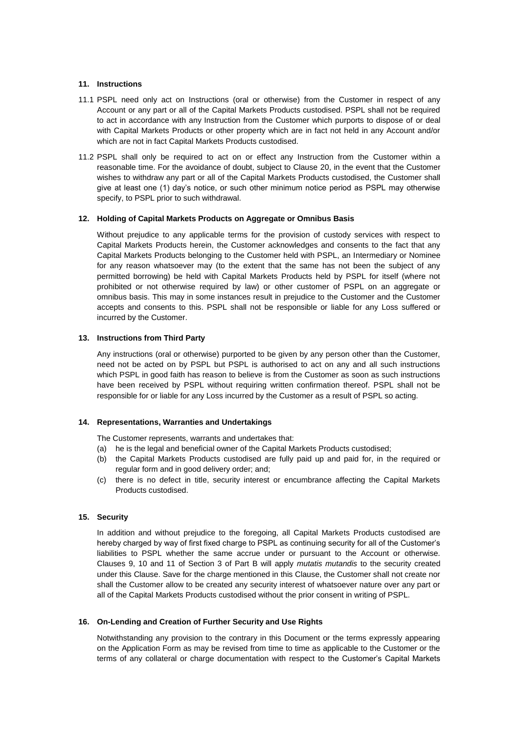### 11. Instructions

11.1 PSPL need only act on Instructions (oral or otherwise) from the Customer in respect of any Account or any part or all of the Capital Markets Products custodised. PSPL shall not be required to act in accordance with any Instruction from the Customer which purports to dispose of or deal with Capital Markets Products or other property which are in fact not held in any Account and/or which are not in fact Capital Markets Products custodised.

11.2 PSPL shall only be required to act on or effect any Instruction from the Customer within a reasonable time. For the avoidance of doubt, subject to Clause 20, in the event that the Customer wishes to withdraw any part or all of the Capital Markets Products custodised, the Customer shall give at least one (1) day's notice, or such other minimum notice period as PSPL may otherwise specify, to PSPL prior to such withdrawal.

### 12. Holding of Capital Markets Products on Aggregate or Omnibus Basis

Without prejudice to any applicable terms for the provision of custody services with respect to Capital Markets Products herein, the Customer acknowledges and consents to the fact that any Capital Markets Products belonging to the Customer held with PSPL, an Intermediary or Nominee for any reason whatsoever may (to the extent that the same has not been the subject of any permitted borrowing) be held with Capital Markets Products held by PSPL for itself (where not prohibited or not otherwise required by law) or other customer of PSPL on an aggregate or omnibus basis. This may in some instances result in prejudice to the Customer and the Customer accepts and consents to this. PSPL shall not be responsible or liable for any Loss suffered or incurred by the Customer.

### 13. Instructions from Third Party

Any instructions (oral or otherwise) purported to be given by any person other than the Customer, need not be acted on by PSPL but PSPL is authorised to act on any and all such instructions which PSPL in good faith has reason to believe is from the Customer as soon as such instructions have been received by PSPL without requiring written confirmation thereof. PSPL shall not be responsible for or liable for any Loss incurred by the Customer as a result of PSPL so acting.

### 14. Representations, Warranties and Undertakings

The Customer represents, warrants and undertakes that:

(a) he is the legal and beneficial owner of the Capital Markets Products custodised;

(b) the Capital Markets Products custodised are fully paid up and paid for, in the required or regular form and in good delivery order; and;

(c) there is no defect in title, security interest or encumbrance affecting the Capital Markets Products custodised.

### 15. Security

In addition and without prejudice to the foregoing, all Capital Markets Products custodised are hereby charged by way of first fixed charge to PSPL as continuing security for all of the Customer's liabilities to PSPL whether the same accrue under or pursuant to the Account or otherwise. Clauses 9, 10 and 11 of Section 3 of Part B will apply *mutatis mutandis* to the security created under this Clause. Save for the charge mentioned in this Clause, the Customer shall not create nor shall the Customer allow to be created any security interest of whatsoever nature over any part or all of the Capital Markets Products custodised without the prior consent in writing of PSPL.

### 16. On-Lending and Creation of Further Security and Use Rights

Notwithstanding any provision to the contrary in this Document or the terms expressly appearing on the Application Form as may be revised from time to time as applicable to the Customer or the terms of any collateral or charge documentation with respect to the Customer's Capital Markets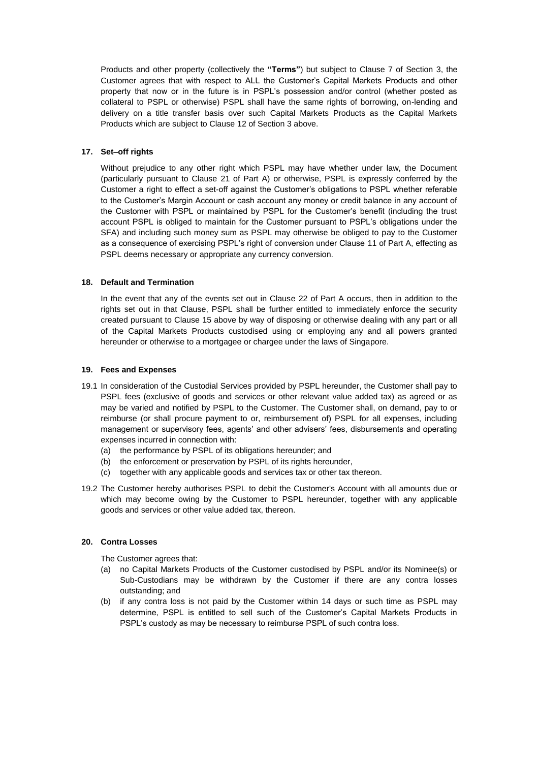Products and other property (collectively the **"Terms"**) but subject to Clause 7 of Section 3, the Customer agrees that with respect to ALL the Customer's Capital Markets Products and other property that now or in the future is in PSPL's possession and/or control (whether posted as collateral to PSPL or otherwise) PSPL shall have the same rights of borrowing, on-lending and delivery on a title transfer basis over such Capital Markets Products as the Capital Markets Products which are subject to Clause 12 of Section 3 above.

### 17. Set–off rights

Without prejudice to any other right which PSPL may have whether under law, the Document (particularly pursuant to Clause 21 of Part A) or otherwise, PSPL is expressly conferred by the Customer a right to effect a set-off against the Customer's obligations to PSPL whether referable to the Customer's Margin Account or cash account any money or credit balance in any account of the Customer with PSPL or maintained by PSPL for the Customer's benefit (including the trust account PSPL is obliged to maintain for the Customer pursuant to PSPL's obligations under the SFA) and including such money sum as PSPL may otherwise be obliged to pay to the Customer as a consequence of exercising PSPL's right of conversion under Clause 11 of Part A, effecting as PSPL deems necessary or appropriate any currency conversion.

### 18. Default and Termination

In the event that any of the events set out in Clause 22 of Part A occurs, then in addition to the rights set out in that Clause, PSPL shall be further entitled to immediately enforce the security created pursuant to Clause 15 above by way of disposing or otherwise dealing with any part or all of the Capital Markets Products custodised using or employing any and all powers granted hereunder or otherwise to a mortgagee or chargee under the laws of Singapore.

### 19. Fees and Expenses

19.1 In consideration of the Custodial Services provided by PSPL hereunder, the Customer shall pay to PSPL fees (exclusive of goods and services or other relevant value added tax) as agreed or as may be varied and notified by PSPL to the Customer. The Customer shall, on demand, pay to or reimburse (or shall procure payment to or, reimbursement of) PSPL for all expenses, including management or supervisory fees, agents' and other advisers' fees, disbursements and operating expenses incurred in connection with:

- (a) the performance by PSPL of its obligations hereunder; and
- (b) the enforcement or preservation by PSPL of its rights hereunder,
- (c) together with any applicable goods and services tax or other tax thereon.

19.2 The Customer hereby authorises PSPL to debit the Customer's Account with all amounts due or which may become owing by the Customer to PSPL hereunder, together with any applicable goods and services or other value added tax, thereon.

### 20. Contra Losses

The Customer agrees that:

- (a) no Capital Markets Products of the Customer custodised by PSPL and/or its Nominee(s) or Sub-Custodians may be withdrawn by the Customer if there are any contra losses outstanding; and
- (b) if any contra loss is not paid by the Customer within 14 days or such time as PSPL may determine, PSPL is entitled to sell such of the Customer's Capital Markets Products in PSPL's custody as may be necessary to reimburse PSPL of such contra loss.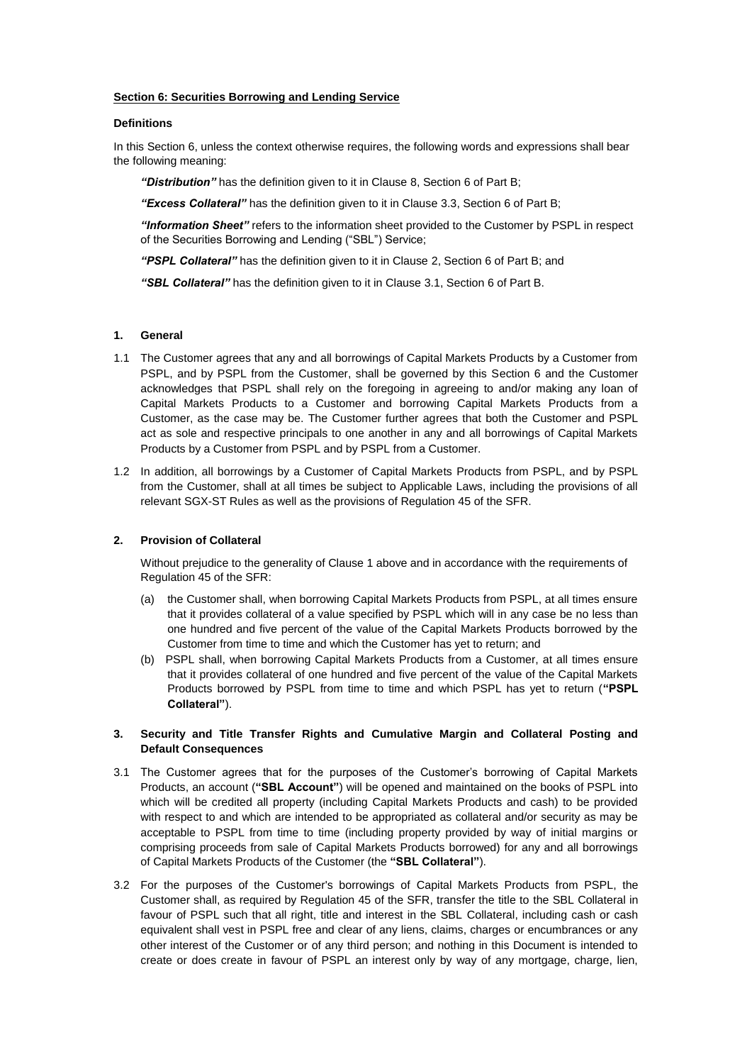**Section 6: Securities Borrowing and Lending Service**

**Definitions**

In this Section 6, unless the context otherwise requires, the following words and expressions shall bear the following meaning:

***"Distribution"*** has the definition given to it in Clause 8, Section 6 of Part B;

***"Excess Collateral"*** has the definition given to it in Clause 3.3, Section 6 of Part B;

***"Information Sheet"*** refers to the information sheet provided to the Customer by PSPL in respect of the Securities Borrowing and Lending ("SBL") Service;

***"PSPL Collateral"*** has the definition given to it in Clause 2, Section 6 of Part B; and

***"SBL Collateral"*** has the definition given to it in Clause 3.1, Section 6 of Part B.

**1. General**

1.1 The Customer agrees that any and all borrowings of Capital Markets Products by a Customer from PSPL, and by PSPL from the Customer, shall be governed by this Section 6 and the Customer acknowledges that PSPL shall rely on the foregoing in agreeing to and/or making any loan of Capital Markets Products to a Customer and borrowing Capital Markets Products from a Customer, as the case may be. The Customer further agrees that both the Customer and PSPL act as sole and respective principals to one another in any and all borrowings of Capital Markets Products by a Customer from PSPL and by PSPL from a Customer.

1.2 In addition, all borrowings by a Customer of Capital Markets Products from PSPL, and by PSPL from the Customer, shall at all times be subject to Applicable Laws, including the provisions of all relevant SGX-ST Rules as well as the provisions of Regulation 45 of the SFR.

**2. Provision of Collateral**

Without prejudice to the generality of Clause 1 above and in accordance with the requirements of Regulation 45 of the SFR:

(a) the Customer shall, when borrowing Capital Markets Products from PSPL, at all times ensure that it provides collateral of a value specified by PSPL which will in any case be no less than one hundred and five percent of the value of the Capital Markets Products borrowed by the Customer from time to time and which the Customer has yet to return; and

(b) PSPL shall, when borrowing Capital Markets Products from a Customer, at all times ensure that it provides collateral of one hundred and five percent of the value of the Capital Markets Products borrowed by PSPL from time to time and which PSPL has yet to return (**"PSPL Collateral"**).

**3. Security and Title Transfer Rights and Cumulative Margin and Collateral Posting and Default Consequences**

3.1 The Customer agrees that for the purposes of the Customer's borrowing of Capital Markets Products, an account (**"SBL Account"**) will be opened and maintained on the books of PSPL into which will be credited all property (including Capital Markets Products and cash) to be provided with respect to and which are intended to be appropriated as collateral and/or security as may be acceptable to PSPL from time to time (including property provided by way of initial margins or comprising proceeds from sale of Capital Markets Products borrowed) for any and all borrowings of Capital Markets Products of the Customer (the **"SBL Collateral"**).

3.2 For the purposes of the Customer's borrowings of Capital Markets Products from PSPL, the Customer shall, as required by Regulation 45 of the SFR, transfer the title to the SBL Collateral in favour of PSPL such that all right, title and interest in the SBL Collateral, including cash or cash equivalent shall vest in PSPL free and clear of any liens, claims, charges or encumbrances or any other interest of the Customer or of any third person; and nothing in this Document is intended to create or does create in favour of PSPL an interest only by way of any mortgage, charge, lien,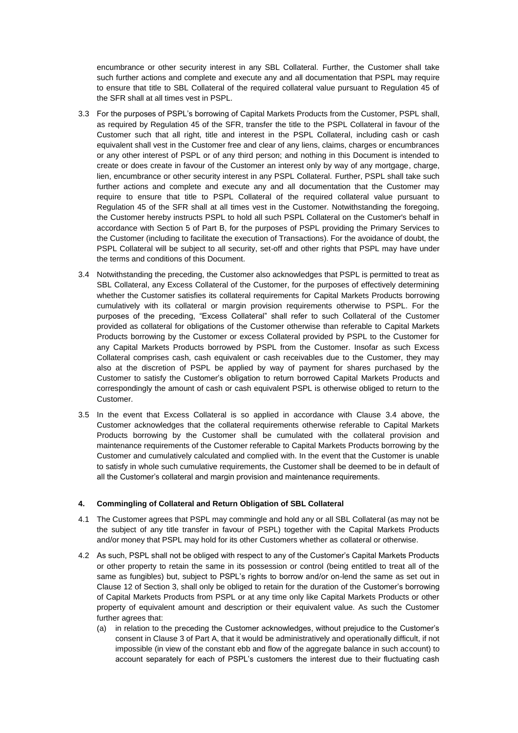encumbrance or other security interest in any SBL Collateral. Further, the Customer shall take such further actions and complete and execute any and all documentation that PSPL may require to ensure that title to SBL Collateral of the required collateral value pursuant to Regulation 45 of the SFR shall at all times vest in PSPL.

3.3 For the purposes of PSPL's borrowing of Capital Markets Products from the Customer, PSPL shall, as required by Regulation 45 of the SFR, transfer the title to the PSPL Collateral in favour of the Customer such that all right, title and interest in the PSPL Collateral, including cash or cash equivalent shall vest in the Customer free and clear of any liens, claims, charges or encumbrances or any other interest of PSPL or of any third person; and nothing in this Document is intended to create or does create in favour of the Customer an interest only by way of any mortgage, charge, lien, encumbrance or other security interest in any PSPL Collateral. Further, PSPL shall take such further actions and complete and execute any and all documentation that the Customer may require to ensure that title to PSPL Collateral of the required collateral value pursuant to Regulation 45 of the SFR shall at all times vest in the Customer. Notwithstanding the foregoing, the Customer hereby instructs PSPL to hold all such PSPL Collateral on the Customer's behalf in accordance with Section 5 of Part B, for the purposes of PSPL providing the Primary Services to the Customer (including to facilitate the execution of Transactions). For the avoidance of doubt, the PSPL Collateral will be subject to all security, set-off and other rights that PSPL may have under the terms and conditions of this Document.

3.4 Notwithstanding the preceding, the Customer also acknowledges that PSPL is permitted to treat as SBL Collateral, any Excess Collateral of the Customer, for the purposes of effectively determining whether the Customer satisfies its collateral requirements for Capital Markets Products borrowing cumulatively with its collateral or margin provision requirements otherwise to PSPL. For the purposes of the preceding, "Excess Collateral" shall refer to such Collateral of the Customer provided as collateral for obligations of the Customer otherwise than referable to Capital Markets Products borrowing by the Customer or excess Collateral provided by PSPL to the Customer for any Capital Markets Products borrowed by PSPL from the Customer. Insofar as such Excess Collateral comprises cash, cash equivalent or cash receivables due to the Customer, they may also at the discretion of PSPL be applied by way of payment for shares purchased by the Customer to satisfy the Customer's obligation to return borrowed Capital Markets Products and correspondingly the amount of cash or cash equivalent PSPL is otherwise obliged to return to the Customer.

3.5 In the event that Excess Collateral is so applied in accordance with Clause 3.4 above, the Customer acknowledges that the collateral requirements otherwise referable to Capital Markets Products borrowing by the Customer shall be cumulated with the collateral provision and maintenance requirements of the Customer referable to Capital Markets Products borrowing by the Customer and cumulatively calculated and complied with. In the event that the Customer is unable to satisfy in whole such cumulative requirements, the Customer shall be deemed to be in default of all the Customer's collateral and margin provision and maintenance requirements.

**4. Commingling of Collateral and Return Obligation of SBL Collateral**

4.1 The Customer agrees that PSPL may commingle and hold any or all SBL Collateral (as may not be the subject of any title transfer in favour of PSPL) together with the Capital Markets Products and/or money that PSPL may hold for its other Customers whether as collateral or otherwise.

4.2 As such, PSPL shall not be obliged with respect to any of the Customer's Capital Markets Products or other property to retain the same in its possession or control (being entitled to treat all of the same as fungibles) but, subject to PSPL's rights to borrow and/or on-lend the same as set out in Clause 12 of Section 3, shall only be obliged to retain for the duration of the Customer's borrowing of Capital Markets Products from PSPL or at any time only like Capital Markets Products or other property of equivalent amount and description or their equivalent value. As such the Customer further agrees that:

(a) in relation to the preceding the Customer acknowledges, without prejudice to the Customer's consent in Clause 3 of Part A, that it would be administratively and operationally difficult, if not impossible (in view of the constant ebb and flow of the aggregate balance in such account) to account separately for each of PSPL's customers the interest due to their fluctuating cash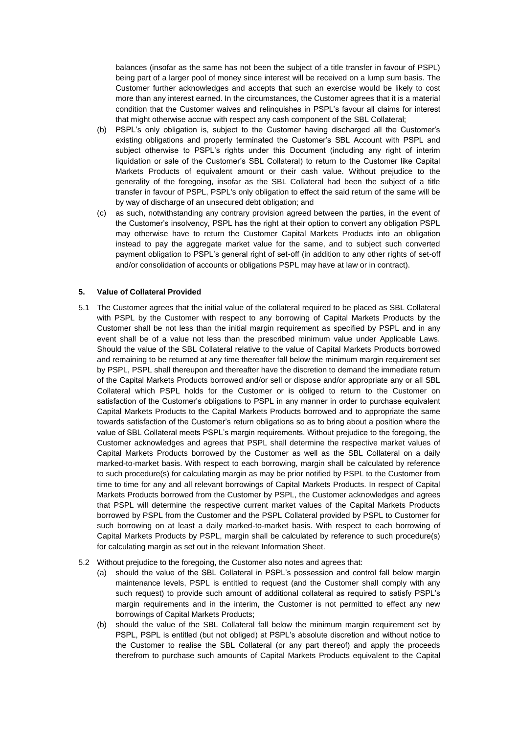balances (insofar as the same has not been the subject of a title transfer in favour of PSPL) being part of a larger pool of money since interest will be received on a lump sum basis. The Customer further acknowledges and accepts that such an exercise would be likely to cost more than any interest earned. In the circumstances, the Customer agrees that it is a material condition that the Customer waives and relinquishes in PSPL's favour all claims for interest that might otherwise accrue with respect any cash component of the SBL Collateral;

(b) PSPL's only obligation is, subject to the Customer having discharged all the Customer's existing obligations and properly terminated the Customer's SBL Account with PSPL and subject otherwise to PSPL's rights under this Document (including any right of interim liquidation or sale of the Customer's SBL Collateral) to return to the Customer like Capital Markets Products of equivalent amount or their cash value. Without prejudice to the generality of the foregoing, insofar as the SBL Collateral had been the subject of a title transfer in favour of PSPL, PSPL's only obligation to effect the said return of the same will be by way of discharge of an unsecured debt obligation; and

(c) as such, notwithstanding any contrary provision agreed between the parties, in the event of the Customer's insolvency, PSPL has the right at their option to convert any obligation PSPL may otherwise have to return the Customer Capital Markets Products into an obligation instead to pay the aggregate market value for the same, and to subject such converted payment obligation to PSPL's general right of set-off (in addition to any other rights of set-off and/or consolidation of accounts or obligations PSPL may have at law or in contract).

**5. Value of Collateral Provided**

5.1 The Customer agrees that the initial value of the collateral required to be placed as SBL Collateral with PSPL by the Customer with respect to any borrowing of Capital Markets Products by the Customer shall be not less than the initial margin requirement as specified by PSPL and in any event shall be of a value not less than the prescribed minimum value under Applicable Laws. Should the value of the SBL Collateral relative to the value of Capital Markets Products borrowed and remaining to be returned at any time thereafter fall below the minimum margin requirement set by PSPL, PSPL shall thereupon and thereafter have the discretion to demand the immediate return of the Capital Markets Products borrowed and/or sell or dispose and/or appropriate any or all SBL Collateral which PSPL holds for the Customer or is obliged to return to the Customer on satisfaction of the Customer's obligations to PSPL in any manner in order to purchase equivalent Capital Markets Products to the Capital Markets Products borrowed and to appropriate the same towards satisfaction of the Customer's return obligations so as to bring about a position where the value of SBL Collateral meets PSPL's margin requirements. Without prejudice to the foregoing, the Customer acknowledges and agrees that PSPL shall determine the respective market values of Capital Markets Products borrowed by the Customer as well as the SBL Collateral on a daily marked-to-market basis. With respect to each borrowing, margin shall be calculated by reference to such procedure(s) for calculating margin as may be prior notified by PSPL to the Customer from time to time for any and all relevant borrowings of Capital Markets Products. In respect of Capital Markets Products borrowed from the Customer by PSPL, the Customer acknowledges and agrees that PSPL will determine the respective current market values of the Capital Markets Products borrowed by PSPL from the Customer and the PSPL Collateral provided by PSPL to Customer for such borrowing on at least a daily marked-to-market basis. With respect to each borrowing of Capital Markets Products by PSPL, margin shall be calculated by reference to such procedure(s) for calculating margin as set out in the relevant Information Sheet.

5.2 Without prejudice to the foregoing, the Customer also notes and agrees that:

(a) should the value of the SBL Collateral in PSPL's possession and control fall below margin maintenance levels, PSPL is entitled to request (and the Customer shall comply with any such request) to provide such amount of additional collateral as required to satisfy PSPL's margin requirements and in the interim, the Customer is not permitted to effect any new borrowings of Capital Markets Products;

(b) should the value of the SBL Collateral fall below the minimum margin requirement set by PSPL, PSPL is entitled (but not obliged) at PSPL's absolute discretion and without notice to the Customer to realise the SBL Collateral (or any part thereof) and apply the proceeds therefrom to purchase such amounts of Capital Markets Products equivalent to the Capital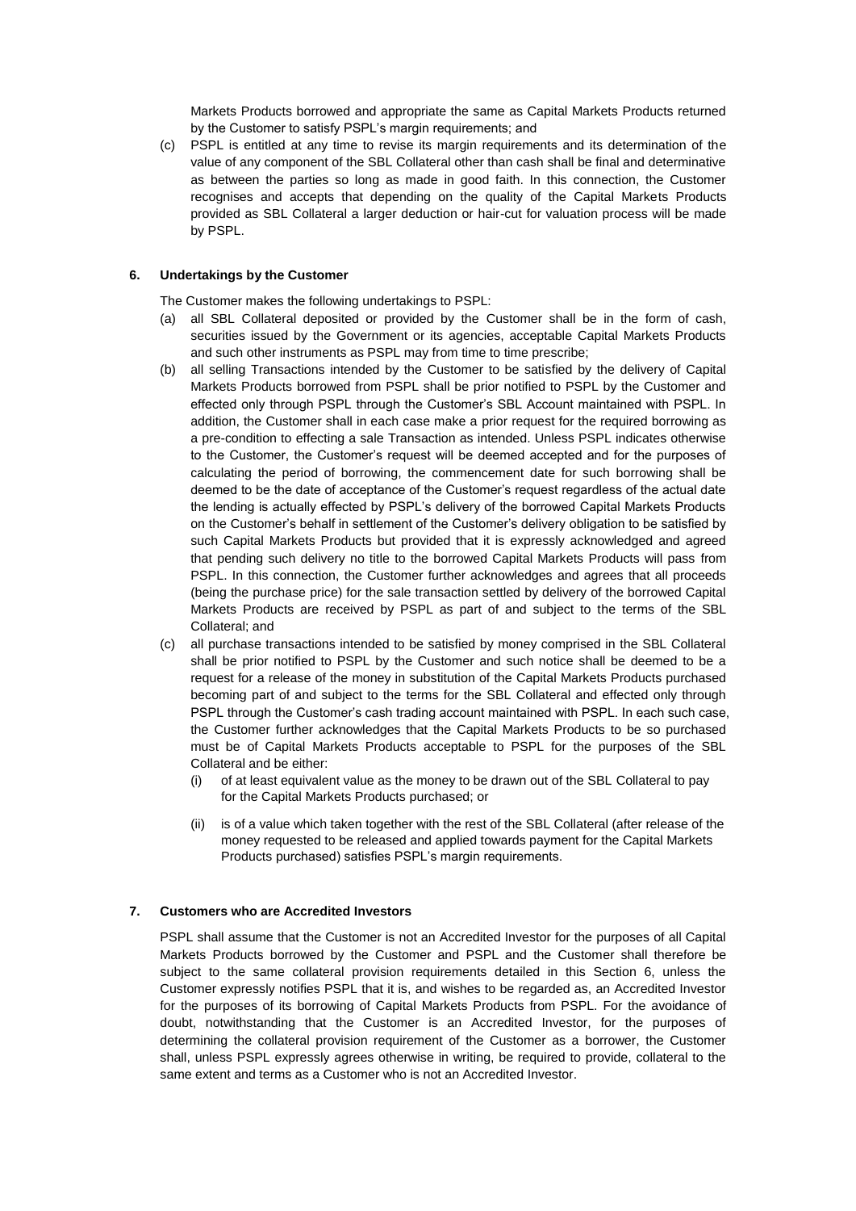Markets Products borrowed and appropriate the same as Capital Markets Products returned by the Customer to satisfy PSPL's margin requirements; and

(c) PSPL is entitled at any time to revise its margin requirements and its determination of the value of any component of the SBL Collateral other than cash shall be final and determinative as between the parties so long as made in good faith. In this connection, the Customer recognises and accepts that depending on the quality of the Capital Markets Products provided as SBL Collateral a larger deduction or hair-cut for valuation process will be made by PSPL.

#### 6. Undertakings by the Customer

The Customer makes the following undertakings to PSPL:

(a) all SBL Collateral deposited or provided by the Customer shall be in the form of cash, securities issued by the Government or its agencies, acceptable Capital Markets Products and such other instruments as PSPL may from time to time prescribe;

(b) all selling Transactions intended by the Customer to be satisfied by the delivery of Capital Markets Products borrowed from PSPL shall be prior notified to PSPL by the Customer and effected only through PSPL through the Customer's SBL Account maintained with PSPL. In addition, the Customer shall in each case make a prior request for the required borrowing as a pre-condition to effecting a sale Transaction as intended. Unless PSPL indicates otherwise to the Customer, the Customer's request will be deemed accepted and for the purposes of calculating the period of borrowing, the commencement date for such borrowing shall be deemed to be the date of acceptance of the Customer's request regardless of the actual date the lending is actually effected by PSPL's delivery of the borrowed Capital Markets Products on the Customer's behalf in settlement of the Customer's delivery obligation to be satisfied by such Capital Markets Products but provided that it is expressly acknowledged and agreed that pending such delivery no title to the borrowed Capital Markets Products will pass from PSPL. In this connection, the Customer further acknowledges and agrees that all proceeds (being the purchase price) for the sale transaction settled by delivery of the borrowed Capital Markets Products are received by PSPL as part of and subject to the terms of the SBL Collateral; and

(c) all purchase transactions intended to be satisfied by money comprised in the SBL Collateral shall be prior notified to PSPL by the Customer and such notice shall be deemed to be a request for a release of the money in substitution of the Capital Markets Products purchased becoming part of and subject to the terms for the SBL Collateral and effected only through PSPL through the Customer's cash trading account maintained with PSPL. In each such case, the Customer further acknowledges that the Capital Markets Products to be so purchased must be of Capital Markets Products acceptable to PSPL for the purposes of the SBL Collateral and be either:

    (i) of at least equivalent value as the money to be drawn out of the SBL Collateral to pay for the Capital Markets Products purchased; or

    (ii) is of a value which taken together with the rest of the SBL Collateral (after release of the money requested to be released and applied towards payment for the Capital Markets Products purchased) satisfies PSPL's margin requirements.

#### 7. Customers who are Accredited Investors

PSPL shall assume that the Customer is not an Accredited Investor for the purposes of all Capital Markets Products borrowed by the Customer and PSPL and the Customer shall therefore be subject to the same collateral provision requirements detailed in this Section 6, unless the Customer expressly notifies PSPL that it is, and wishes to be regarded as, an Accredited Investor for the purposes of its borrowing of Capital Markets Products from PSPL. For the avoidance of doubt, notwithstanding that the Customer is an Accredited Investor, for the purposes of determining the collateral provision requirement of the Customer as a borrower, the Customer shall, unless PSPL expressly agrees otherwise in writing, be required to provide, collateral to the same extent and terms as a Customer who is not an Accredited Investor.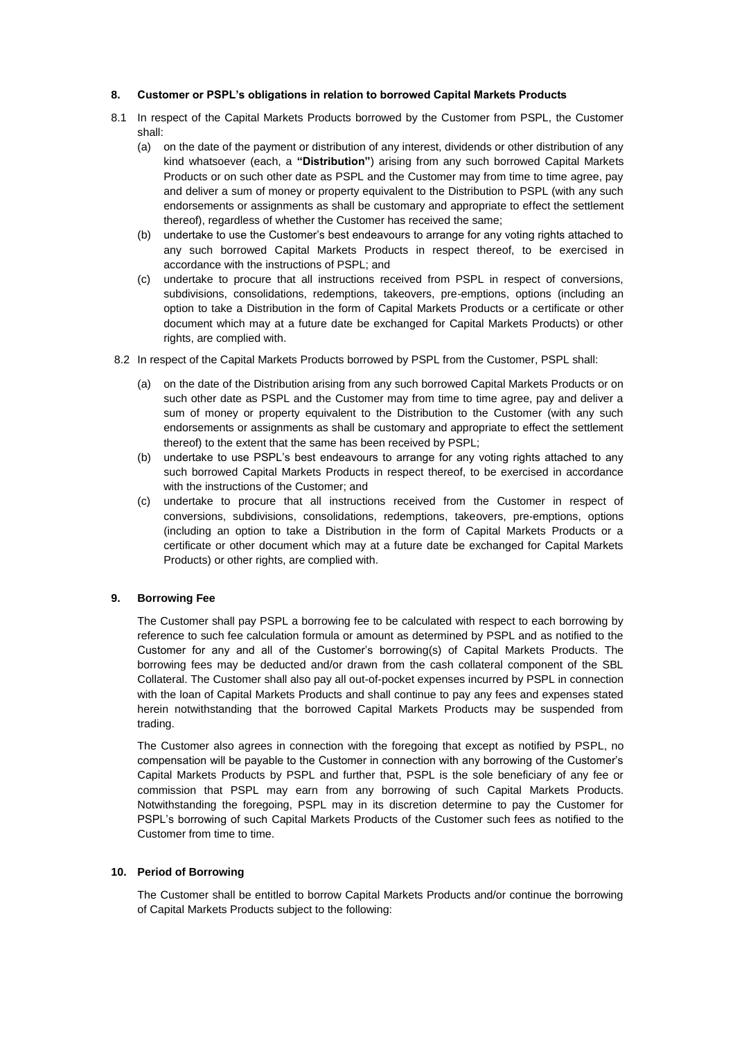**8. Customer or PSPL's obligations in relation to borrowed Capital Markets Products**

8.1 In respect of the Capital Markets Products borrowed by the Customer from PSPL, the Customer shall:

(a) on the date of the payment or distribution of any interest, dividends or other distribution of any kind whatsoever (each, a **"Distribution"**) arising from any such borrowed Capital Markets Products or on such other date as PSPL and the Customer may from time to time agree, pay and deliver a sum of money or property equivalent to the Distribution to PSPL (with any such endorsements or assignments as shall be customary and appropriate to effect the settlement thereof), regardless of whether the Customer has received the same;

(b) undertake to use the Customer's best endeavours to arrange for any voting rights attached to any such borrowed Capital Markets Products in respect thereof, to be exercised in accordance with the instructions of PSPL; and

(c) undertake to procure that all instructions received from PSPL in respect of conversions, subdivisions, consolidations, redemptions, takeovers, pre-emptions, options (including an option to take a Distribution in the form of Capital Markets Products or a certificate or other document which may at a future date be exchanged for Capital Markets Products) or other rights, are complied with.

8.2 In respect of the Capital Markets Products borrowed by PSPL from the Customer, PSPL shall:

(a) on the date of the Distribution arising from any such borrowed Capital Markets Products or on such other date as PSPL and the Customer may from time to time agree, pay and deliver a sum of money or property equivalent to the Distribution to the Customer (with any such endorsements or assignments as shall be customary and appropriate to effect the settlement thereof) to the extent that the same has been received by PSPL;

(b) undertake to use PSPL's best endeavours to arrange for any voting rights attached to any such borrowed Capital Markets Products in respect thereof, to be exercised in accordance with the instructions of the Customer; and

(c) undertake to procure that all instructions received from the Customer in respect of conversions, subdivisions, consolidations, redemptions, takeovers, pre-emptions, options (including an option to take a Distribution in the form of Capital Markets Products or a certificate or other document which may at a future date be exchanged for Capital Markets Products) or other rights, are complied with.

**9. Borrowing Fee**

The Customer shall pay PSPL a borrowing fee to be calculated with respect to each borrowing by reference to such fee calculation formula or amount as determined by PSPL and as notified to the Customer for any and all of the Customer's borrowing(s) of Capital Markets Products. The borrowing fees may be deducted and/or drawn from the cash collateral component of the SBL Collateral. The Customer shall also pay all out-of-pocket expenses incurred by PSPL in connection with the loan of Capital Markets Products and shall continue to pay any fees and expenses stated herein notwithstanding that the borrowed Capital Markets Products may be suspended from trading.

The Customer also agrees in connection with the foregoing that except as notified by PSPL, no compensation will be payable to the Customer in connection with any borrowing of the Customer's Capital Markets Products by PSPL and further that, PSPL is the sole beneficiary of any fee or commission that PSPL may earn from any borrowing of such Capital Markets Products. Notwithstanding the foregoing, PSPL may in its discretion determine to pay the Customer for PSPL's borrowing of such Capital Markets Products of the Customer such fees as notified to the Customer from time to time.

**10. Period of Borrowing**

The Customer shall be entitled to borrow Capital Markets Products and/or continue the borrowing of Capital Markets Products subject to the following: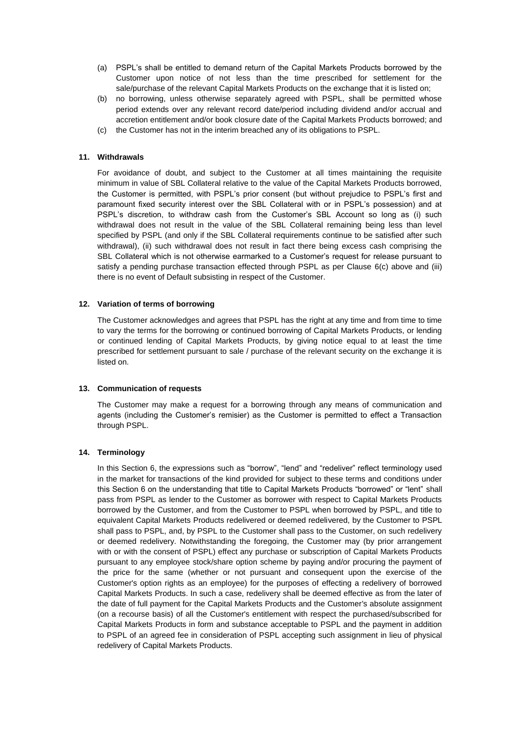(a) PSPL's shall be entitled to demand return of the Capital Markets Products borrowed by the Customer upon notice of not less than the time prescribed for settlement for the sale/purchase of the relevant Capital Markets Products on the exchange that it is listed on;

(b) no borrowing, unless otherwise separately agreed with PSPL, shall be permitted whose period extends over any relevant record date/period including dividend and/or accrual and accretion entitlement and/or book closure date of the Capital Markets Products borrowed; and

(c) the Customer has not in the interim breached any of its obligations to PSPL.

### 11. Withdrawals

For avoidance of doubt, and subject to the Customer at all times maintaining the requisite minimum in value of SBL Collateral relative to the value of the Capital Markets Products borrowed, the Customer is permitted, with PSPL's prior consent (but without prejudice to PSPL's first and paramount fixed security interest over the SBL Collateral with or in PSPL's possession) and at PSPL's discretion, to withdraw cash from the Customer's SBL Account so long as (i) such withdrawal does not result in the value of the SBL Collateral remaining being less than level specified by PSPL (and only if the SBL Collateral requirements continue to be satisfied after such withdrawal), (ii) such withdrawal does not result in fact there being excess cash comprising the SBL Collateral which is not otherwise earmarked to a Customer's request for release pursuant to satisfy a pending purchase transaction effected through PSPL as per Clause 6(c) above and (iii) there is no event of Default subsisting in respect of the Customer.

### 12. Variation of terms of borrowing

The Customer acknowledges and agrees that PSPL has the right at any time and from time to time to vary the terms for the borrowing or continued borrowing of Capital Markets Products, or lending or continued lending of Capital Markets Products, by giving notice equal to at least the time prescribed for settlement pursuant to sale / purchase of the relevant security on the exchange it is listed on.

### 13. Communication of requests

The Customer may make a request for a borrowing through any means of communication and agents (including the Customer's remisier) as the Customer is permitted to effect a Transaction through PSPL.

### 14. Terminology

In this Section 6, the expressions such as "borrow", "lend" and "redeliver" reflect terminology used in the market for transactions of the kind provided for subject to these terms and conditions under this Section 6 on the understanding that title to Capital Markets Products "borrowed" or "lent" shall pass from PSPL as lender to the Customer as borrower with respect to Capital Markets Products borrowed by the Customer, and from the Customer to PSPL when borrowed by PSPL, and title to equivalent Capital Markets Products redelivered or deemed redelivered, by the Customer to PSPL shall pass to PSPL, and, by PSPL to the Customer shall pass to the Customer, on such redelivery or deemed redelivery. Notwithstanding the foregoing, the Customer may (by prior arrangement with or with the consent of PSPL) effect any purchase or subscription of Capital Markets Products pursuant to any employee stock/share option scheme by paying and/or procuring the payment of the price for the same (whether or not pursuant and consequent upon the exercise of the Customer's option rights as an employee) for the purposes of effecting a redelivery of borrowed Capital Markets Products. In such a case, redelivery shall be deemed effective as from the later of the date of full payment for the Capital Markets Products and the Customer's absolute assignment (on a recourse basis) of all the Customer's entitlement with respect the purchased/subscribed for Capital Markets Products in form and substance acceptable to PSPL and the payment in addition to PSPL of an agreed fee in consideration of PSPL accepting such assignment in lieu of physical redelivery of Capital Markets Products.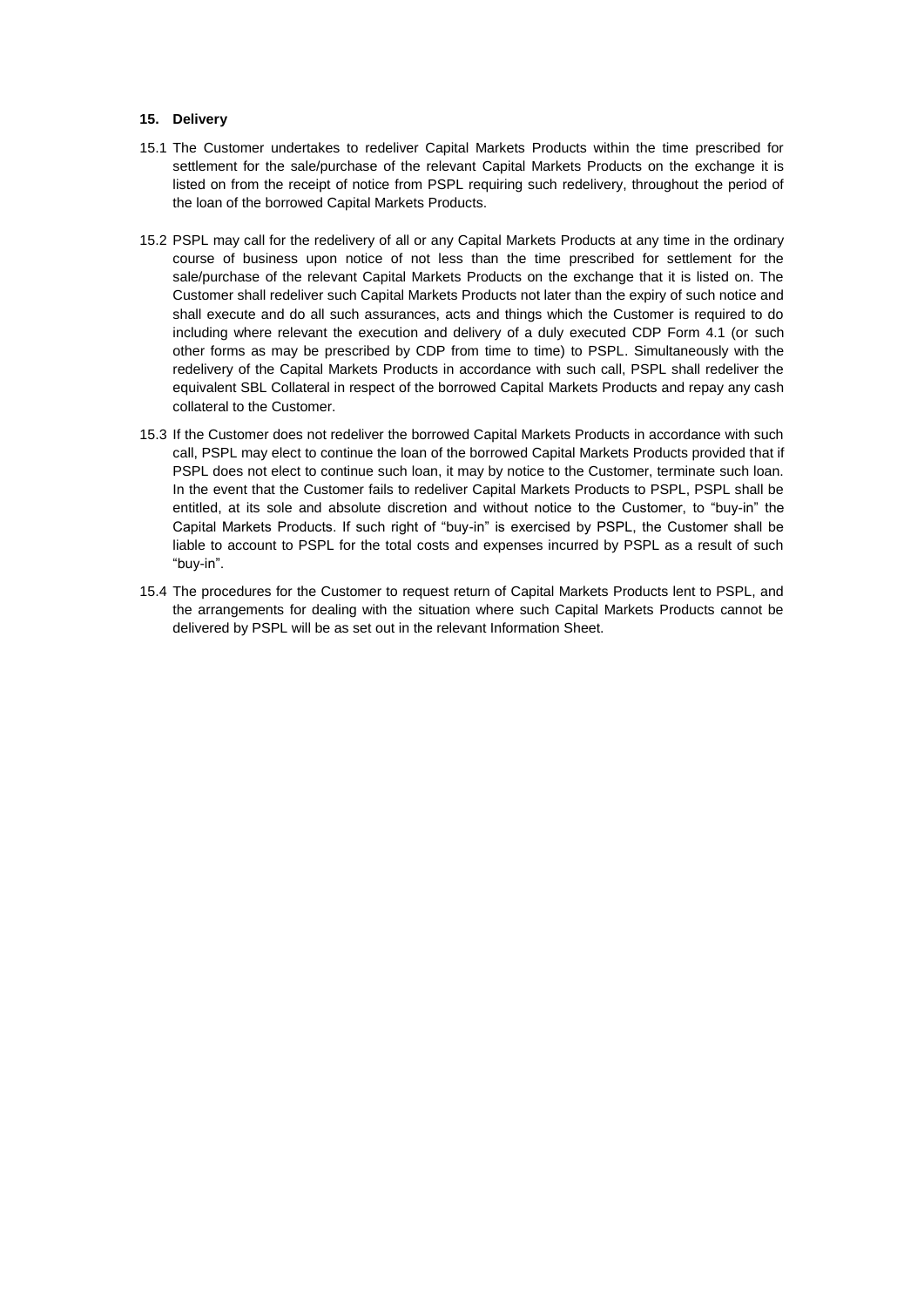**15. Delivery**

15.1 The Customer undertakes to redeliver Capital Markets Products within the time prescribed for settlement for the sale/purchase of the relevant Capital Markets Products on the exchange it is listed on from the receipt of notice from PSPL requiring such redelivery, throughout the period of the loan of the borrowed Capital Markets Products.

15.2 PSPL may call for the redelivery of all or any Capital Markets Products at any time in the ordinary course of business upon notice of not less than the time prescribed for settlement for the sale/purchase of the relevant Capital Markets Products on the exchange that it is listed on. The Customer shall redeliver such Capital Markets Products not later than the expiry of such notice and shall execute and do all such assurances, acts and things which the Customer is required to do including where relevant the execution and delivery of a duly executed CDP Form 4.1 (or such other forms as may be prescribed by CDP from time to time) to PSPL. Simultaneously with the redelivery of the Capital Markets Products in accordance with such call, PSPL shall redeliver the equivalent SBL Collateral in respect of the borrowed Capital Markets Products and repay any cash collateral to the Customer.

15.3 If the Customer does not redeliver the borrowed Capital Markets Products in accordance with such call, PSPL may elect to continue the loan of the borrowed Capital Markets Products provided that if PSPL does not elect to continue such loan, it may by notice to the Customer, terminate such loan. In the event that the Customer fails to redeliver Capital Markets Products to PSPL, PSPL shall be entitled, at its sole and absolute discretion and without notice to the Customer, to "buy-in" the Capital Markets Products. If such right of "buy-in" is exercised by PSPL, the Customer shall be liable to account to PSPL for the total costs and expenses incurred by PSPL as a result of such "buy-in".

15.4 The procedures for the Customer to request return of Capital Markets Products lent to PSPL, and the arrangements for dealing with the situation where such Capital Markets Products cannot be delivered by PSPL will be as set out in the relevant Information Sheet.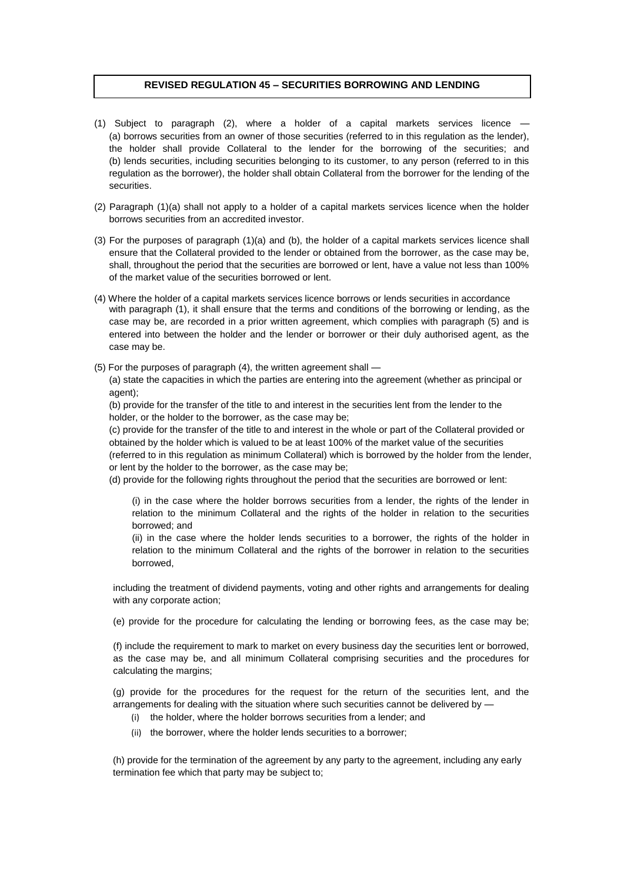## REVISED REGULATION 45 – SECURITIES BORROWING AND LENDING

(1) Subject to paragraph (2), where a holder of a capital markets services licence —
(a) borrows securities from an owner of those securities (referred to in this regulation as the lender), the holder shall provide Collateral to the lender for the borrowing of the securities; and
(b) lends securities, including securities belonging to its customer, to any person (referred to in this regulation as the borrower), the holder shall obtain Collateral from the borrower for the lending of the securities.

(2) Paragraph (1)(a) shall not apply to a holder of a capital markets services licence when the holder borrows securities from an accredited investor.

(3) For the purposes of paragraph (1)(a) and (b), the holder of a capital markets services licence shall ensure that the Collateral provided to the lender or obtained from the borrower, as the case may be, shall, throughout the period that the securities are borrowed or lent, have a value not less than 100% of the market value of the securities borrowed or lent.

(4) Where the holder of a capital markets services licence borrows or lends securities in accordance with paragraph (1), it shall ensure that the terms and conditions of the borrowing or lending, as the case may be, are recorded in a prior written agreement, which complies with paragraph (5) and is entered into between the holder and the lender or borrower or their duly authorised agent, as the case may be.

(5) For the purposes of paragraph (4), the written agreement shall —

(a) state the capacities in which the parties are entering into the agreement (whether as principal or agent);

(b) provide for the transfer of the title to and interest in the securities lent from the lender to the holder, or the holder to the borrower, as the case may be;

(c) provide for the transfer of the title to and interest in the whole or part of the Collateral provided or obtained by the holder which is valued to be at least 100% of the market value of the securities (referred to in this regulation as minimum Collateral) which is borrowed by the holder from the lender, or lent by the holder to the borrower, as the case may be;

(d) provide for the following rights throughout the period that the securities are borrowed or lent:

(i) in the case where the holder borrows securities from a lender, the rights of the lender in relation to the minimum Collateral and the rights of the holder in relation to the securities borrowed; and

(ii) in the case where the holder lends securities to a borrower, the rights of the holder in relation to the minimum Collateral and the rights of the borrower in relation to the securities borrowed,

including the treatment of dividend payments, voting and other rights and arrangements for dealing with any corporate action;

(e) provide for the procedure for calculating the lending or borrowing fees, as the case may be;

(f) include the requirement to mark to market on every business day the securities lent or borrowed, as the case may be, and all minimum Collateral comprising securities and the procedures for calculating the margins;

(g) provide for the procedures for the request for the return of the securities lent, and the arrangements for dealing with the situation where such securities cannot be delivered by —

(i) the holder, where the holder borrows securities from a lender; and

(ii) the borrower, where the holder lends securities to a borrower;

(h) provide for the termination of the agreement by any party to the agreement, including any early termination fee which that party may be subject to;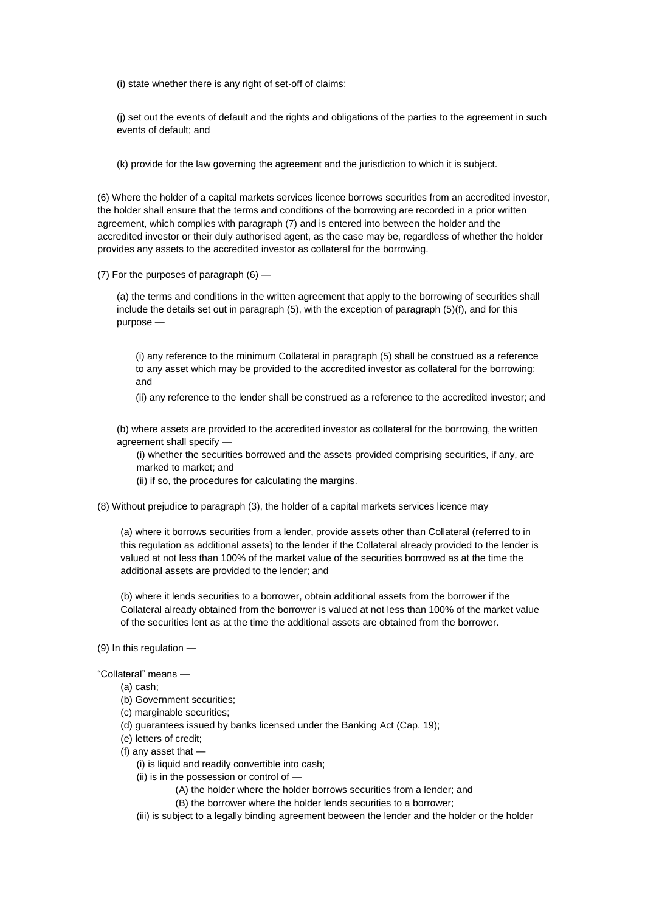(i) state whether there is any right of set-off of claims;

(j) set out the events of default and the rights and obligations of the parties to the agreement in such events of default; and

(k) provide for the law governing the agreement and the jurisdiction to which it is subject.

(6) Where the holder of a capital markets services licence borrows securities from an accredited investor, the holder shall ensure that the terms and conditions of the borrowing are recorded in a prior written agreement, which complies with paragraph (7) and is entered into between the holder and the accredited investor or their duly authorised agent, as the case may be, regardless of whether the holder provides any assets to the accredited investor as collateral for the borrowing.

(7) For the purposes of paragraph (6) —

(a) the terms and conditions in the written agreement that apply to the borrowing of securities shall include the details set out in paragraph (5), with the exception of paragraph (5)(f), and for this purpose —

(i) any reference to the minimum Collateral in paragraph (5) shall be construed as a reference to any asset which may be provided to the accredited investor as collateral for the borrowing; and

(ii) any reference to the lender shall be construed as a reference to the accredited investor; and

(b) where assets are provided to the accredited investor as collateral for the borrowing, the written agreement shall specify —

(i) whether the securities borrowed and the assets provided comprising securities, if any, are marked to market; and

(ii) if so, the procedures for calculating the margins.

(8) Without prejudice to paragraph (3), the holder of a capital markets services licence may

(a) where it borrows securities from a lender, provide assets other than Collateral (referred to in this regulation as additional assets) to the lender if the Collateral already provided to the lender is valued at not less than 100% of the market value of the securities borrowed as at the time the additional assets are provided to the lender; and

(b) where it lends securities to a borrower, obtain additional assets from the borrower if the Collateral already obtained from the borrower is valued at not less than 100% of the market value of the securities lent as at the time the additional assets are obtained from the borrower.

(9) In this regulation —

"Collateral" means —

(a) cash;

(b) Government securities;

(c) marginable securities;

(d) guarantees issued by banks licensed under the Banking Act (Cap. 19);

(e) letters of credit;

(f) any asset that —

(i) is liquid and readily convertible into cash;

(ii) is in the possession or control of —

(A) the holder where the holder borrows securities from a lender; and

(B) the borrower where the holder lends securities to a borrower;

(iii) is subject to a legally binding agreement between the lender and the holder or the holder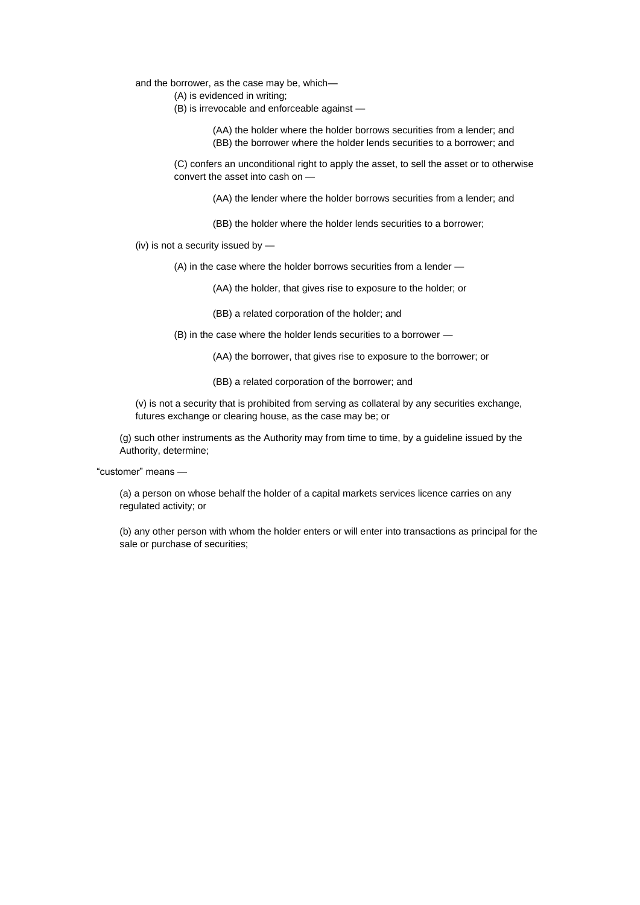and the borrower, as the case may be, which—

(A) is evidenced in writing;

(B) is irrevocable and enforceable against —

(AA) the holder where the holder borrows securities from a lender; and

(BB) the borrower where the holder lends securities to a borrower; and

(C) confers an unconditional right to apply the asset, to sell the asset or to otherwise convert the asset into cash on —

(AA) the lender where the holder borrows securities from a lender; and

(BB) the holder where the holder lends securities to a borrower;

(iv) is not a security issued by —

(A) in the case where the holder borrows securities from a lender —

(AA) the holder, that gives rise to exposure to the holder; or

(BB) a related corporation of the holder; and

(B) in the case where the holder lends securities to a borrower —

(AA) the borrower, that gives rise to exposure to the borrower; or

(BB) a related corporation of the borrower; and

(v) is not a security that is prohibited from serving as collateral by any securities exchange, futures exchange or clearing house, as the case may be; or

(g) such other instruments as the Authority may from time to time, by a guideline issued by the Authority, determine;

"customer" means —

(a) a person on whose behalf the holder of a capital markets services licence carries on any regulated activity; or

(b) any other person with whom the holder enters or will enter into transactions as principal for the sale or purchase of securities;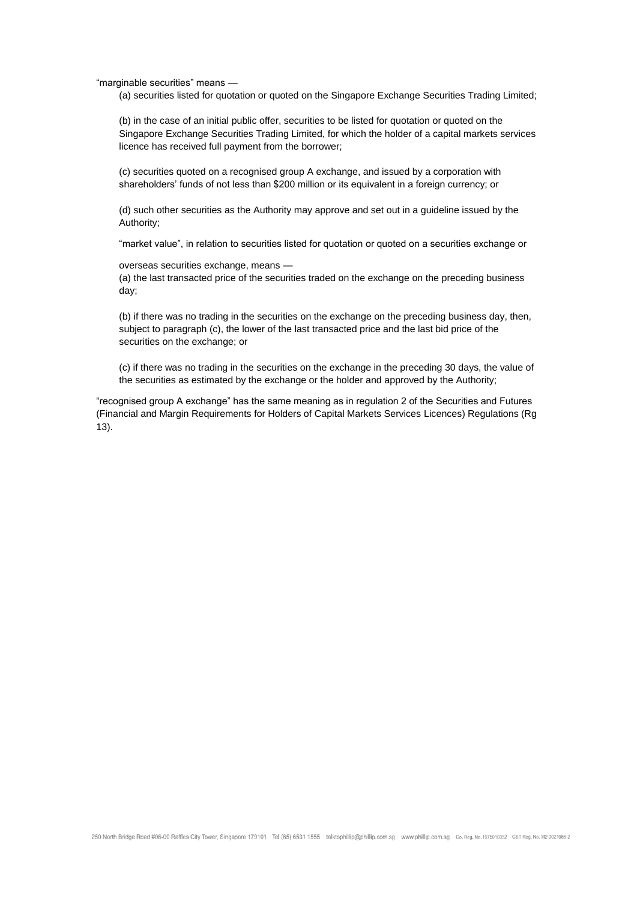"marginable securities" means —

(a) securities listed for quotation or quoted on the Singapore Exchange Securities Trading Limited;

(b) in the case of an initial public offer, securities to be listed for quotation or quoted on the Singapore Exchange Securities Trading Limited, for which the holder of a capital markets services licence has received full payment from the borrower;

(c) securities quoted on a recognised group A exchange, and issued by a corporation with shareholders' funds of not less than $200 million or its equivalent in a foreign currency; or

(d) such other securities as the Authority may approve and set out in a guideline issued by the Authority;

"market value", in relation to securities listed for quotation or quoted on a securities exchange or overseas securities exchange, means —

(a) the last transacted price of the securities traded on the exchange on the preceding business day;

(b) if there was no trading in the securities on the exchange on the preceding business day, then, subject to paragraph (c), the lower of the last transacted price and the last bid price of the securities on the exchange; or

(c) if there was no trading in the securities on the exchange in the preceding 30 days, the value of the securities as estimated by the exchange or the holder and approved by the Authority;

"recognised group A exchange" has the same meaning as in regulation 2 of the Securities and Futures (Financial and Margin Requirements for Holders of Capital Markets Services Licences) Regulations (Rg 13).